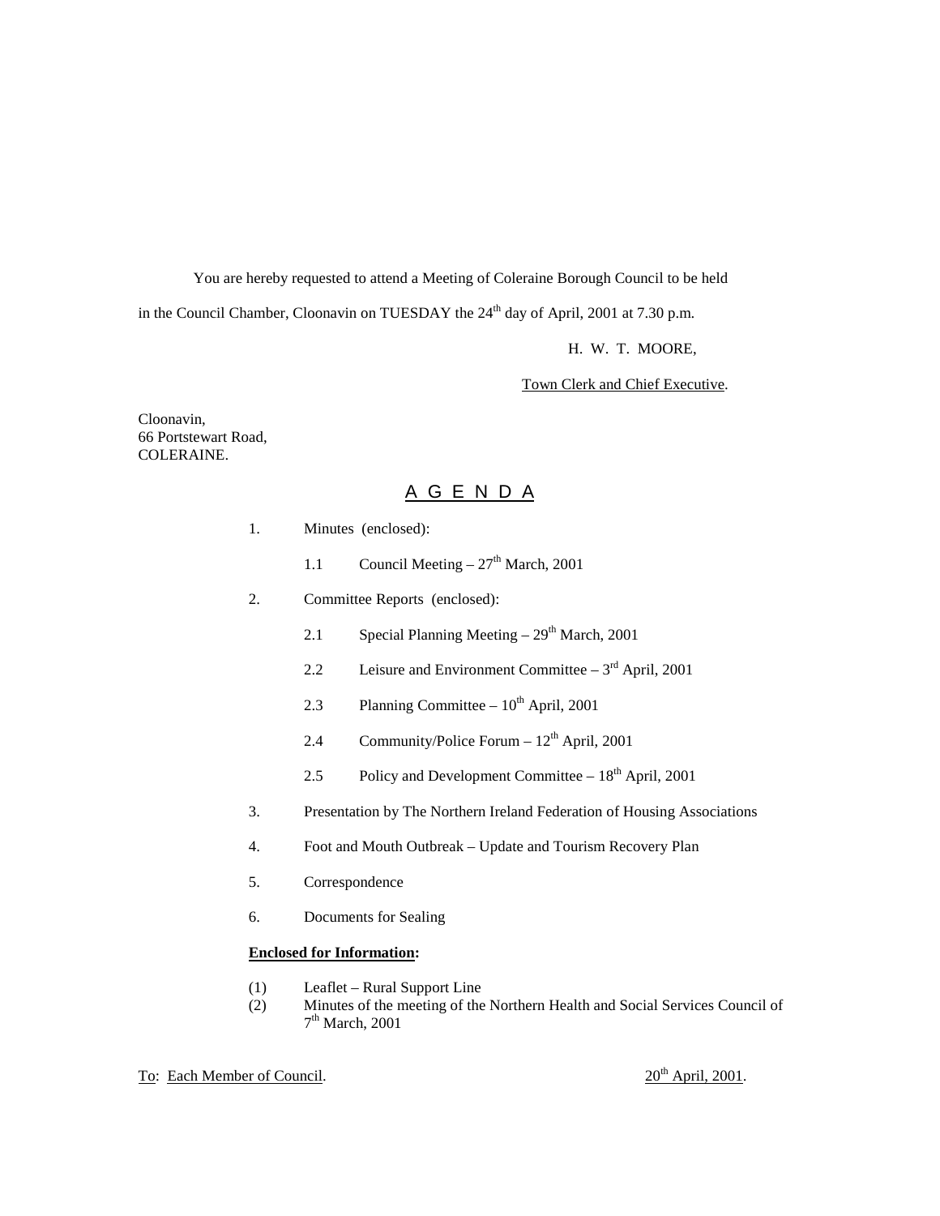You are hereby requested to attend a Meeting of Coleraine Borough Council to be held in the Council Chamber, Cloonavin on TUESDAY the 24th day of April, 2001 at 7.30 p.m.

H. W. T. MOORE,

Town Clerk and Chief Executive.

Cloonavin,
66 Portstewart Road,
COLERAINE.

# A G E N D A

1. Minutes (enclosed):

   1.1 Council Meeting – 27th March, 2001

2. Committee Reports (enclosed):

   2.1 Special Planning Meeting – 29th March, 2001

   2.2 Leisure and Environment Committee – 3rd April, 2001

   2.3 Planning Committee – 10th April, 2001

   2.4 Community/Police Forum – 12th April, 2001

   2.5 Policy and Development Committee – 18th April, 2001

3. Presentation by The Northern Ireland Federation of Housing Associations

4. Foot and Mouth Outbreak – Update and Tourism Recovery Plan

5. Correspondence

6. Documents for Sealing

**Enclosed for Information:**

(1) Leaflet – Rural Support Line
(2) Minutes of the meeting of the Northern Health and Social Services Council of 7th March, 2001

To: Each Member of Council. 20th April, 2001.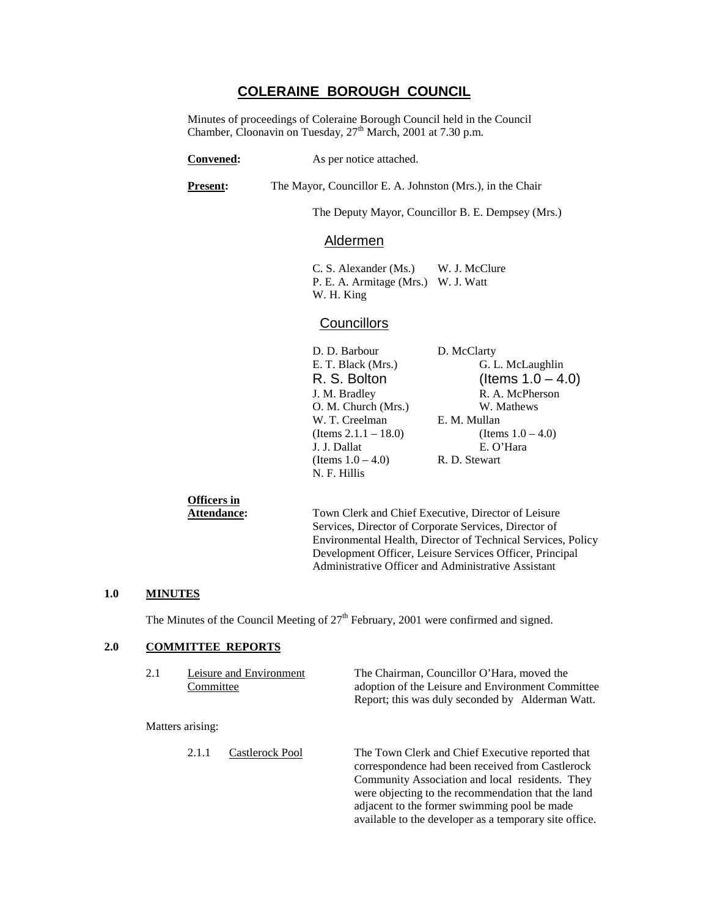# COLERAINE BOROUGH COUNCIL

Minutes of proceedings of Coleraine Borough Council held in the Council Chamber, Cloonavin on Tuesday, 27th March, 2001 at 7.30 p.m.

**Convened:** As per notice attached.

**Present:** The Mayor, Councillor E. A. Johnston (Mrs.), in the Chair

The Deputy Mayor, Councillor B. E. Dempsey (Mrs.)

## Aldermen

C. S. Alexander (Ms.)
P. E. A. Armitage (Mrs.)
W. H. King
W. J. McClure
W. J. Watt

## Councillors

D. D. Barbour
E. T. Black (Mrs.)
R. S. Bolton
J. M. Bradley
O. M. Church (Mrs.)
W. T. Creelman (Items 2.1.1 – 18.0)
J. J. Dallat (Items 1.0 – 4.0)
N. F. Hillis
D. McClarty
G. L. McLaughlin (Items 1.0 – 4.0)
R. A. McPherson
W. Mathews
E. M. Mullan (Items 1.0 – 4.0)
E. O'Hara
R. D. Stewart

**Officers in Attendance:** Town Clerk and Chief Executive, Director of Leisure Services, Director of Corporate Services, Director of Environmental Health, Director of Technical Services, Policy Development Officer, Leisure Services Officer, Principal Administrative Officer and Administrative Assistant

## 1.0 MINUTES

The Minutes of the Council Meeting of 27th February, 2001 were confirmed and signed.

## 2.0 COMMITTEE REPORTS

2.1 Leisure and Environment Committee

The Chairman, Councillor O'Hara, moved the adoption of the Leisure and Environment Committee Report; this was duly seconded by Alderman Watt.

Matters arising:

2.1.1 Castlerock Pool

The Town Clerk and Chief Executive reported that correspondence had been received from Castlerock Community Association and local residents. They were objecting to the recommendation that the land adjacent to the former swimming pool be made available to the developer as a temporary site office.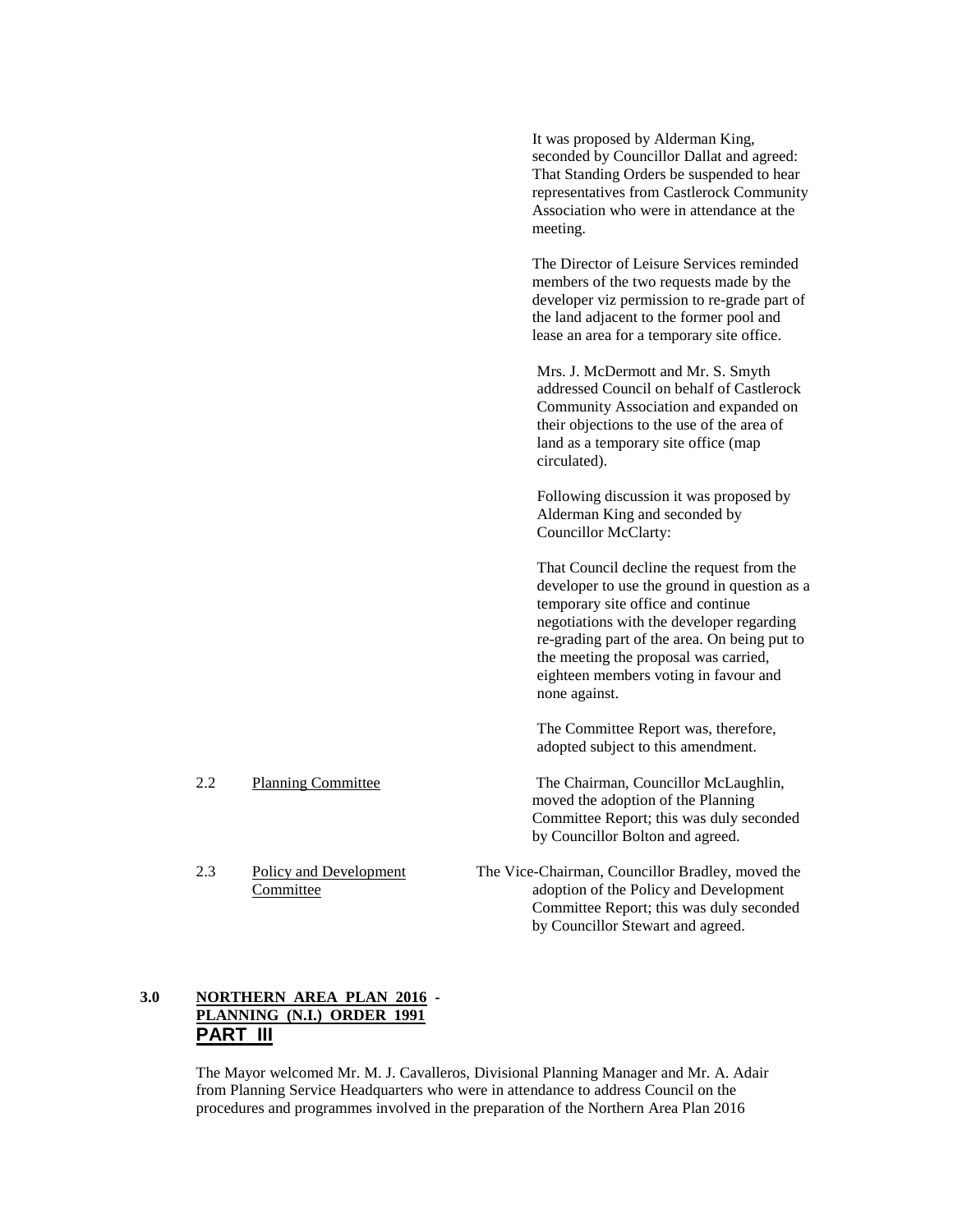It was proposed by Alderman King, seconded by Councillor Dallat and agreed: That Standing Orders be suspended to hear representatives from Castlerock Community Association who were in attendance at the meeting.

The Director of Leisure Services reminded members of the two requests made by the developer viz permission to re-grade part of the land adjacent to the former pool and lease an area for a temporary site office.

Mrs. J. McDermott and Mr. S. Smyth addressed Council on behalf of Castlerock Community Association and expanded on their objections to the use of the area of land as a temporary site office (map circulated).

Following discussion it was proposed by Alderman King and seconded by Councillor McClarty:

That Council decline the request from the developer to use the ground in question as a temporary site office and continue negotiations with the developer regarding re-grading part of the area. On being put to the meeting the proposal was carried, eighteen members voting in favour and none against.

The Committee Report was, therefore, adopted subject to this amendment.

2.2 Planning Committee

The Chairman, Councillor McLaughlin, moved the adoption of the Planning Committee Report; this was duly seconded by Councillor Bolton and agreed.

2.3 Policy and Development Committee

The Vice-Chairman, Councillor Bradley, moved the adoption of the Policy and Development Committee Report; this was duly seconded by Councillor Stewart and agreed.

## 3.0 NORTHERN AREA PLAN 2016 - PLANNING (N.I.) ORDER 1991 PART III

The Mayor welcomed Mr. M. J. Cavalleros, Divisional Planning Manager and Mr. A. Adair from Planning Service Headquarters who were in attendance to address Council on the procedures and programmes involved in the preparation of the Northern Area Plan 2016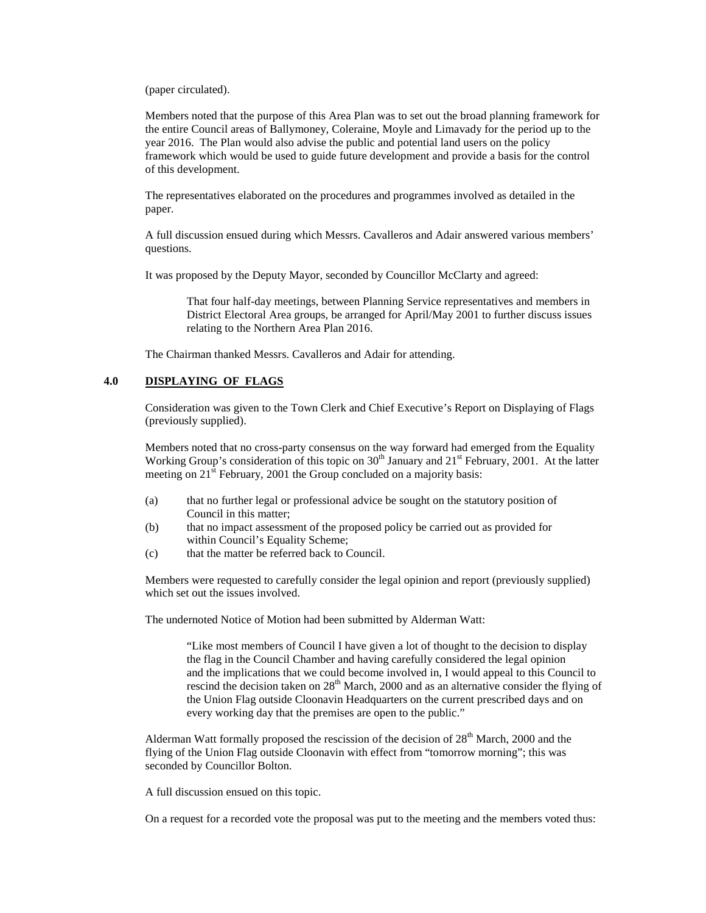(paper circulated).

Members noted that the purpose of this Area Plan was to set out the broad planning framework for the entire Council areas of Ballymoney, Coleraine, Moyle and Limavady for the period up to the year 2016. The Plan would also advise the public and potential land users on the policy framework which would be used to guide future development and provide a basis for the control of this development.

The representatives elaborated on the procedures and programmes involved as detailed in the paper.

A full discussion ensued during which Messrs. Cavalleros and Adair answered various members' questions.

It was proposed by the Deputy Mayor, seconded by Councillor McClarty and agreed:

> That four half-day meetings, between Planning Service representatives and members in District Electoral Area groups, be arranged for April/May 2001 to further discuss issues relating to the Northern Area Plan 2016.

The Chairman thanked Messrs. Cavalleros and Adair for attending.

## 4.0 DISPLAYING OF FLAGS

Consideration was given to the Town Clerk and Chief Executive's Report on Displaying of Flags (previously supplied).

Members noted that no cross-party consensus on the way forward had emerged from the Equality Working Group's consideration of this topic on 30th January and 21st February, 2001. At the latter meeting on 21st February, 2001 the Group concluded on a majority basis:

(a) that no further legal or professional advice be sought on the statutory position of Council in this matter;
(b) that no impact assessment of the proposed policy be carried out as provided for within Council's Equality Scheme;
(c) that the matter be referred back to Council.

Members were requested to carefully consider the legal opinion and report (previously supplied) which set out the issues involved.

The undernoted Notice of Motion had been submitted by Alderman Watt:

> "Like most members of Council I have given a lot of thought to the decision to display the flag in the Council Chamber and having carefully considered the legal opinion and the implications that we could become involved in, I would appeal to this Council to rescind the decision taken on 28th March, 2000 and as an alternative consider the flying of the Union Flag outside Cloonavin Headquarters on the current prescribed days and on every working day that the premises are open to the public."

Alderman Watt formally proposed the rescission of the decision of 28th March, 2000 and the flying of the Union Flag outside Cloonavin with effect from "tomorrow morning"; this was seconded by Councillor Bolton.

A full discussion ensued on this topic.

On a request for a recorded vote the proposal was put to the meeting and the members voted thus: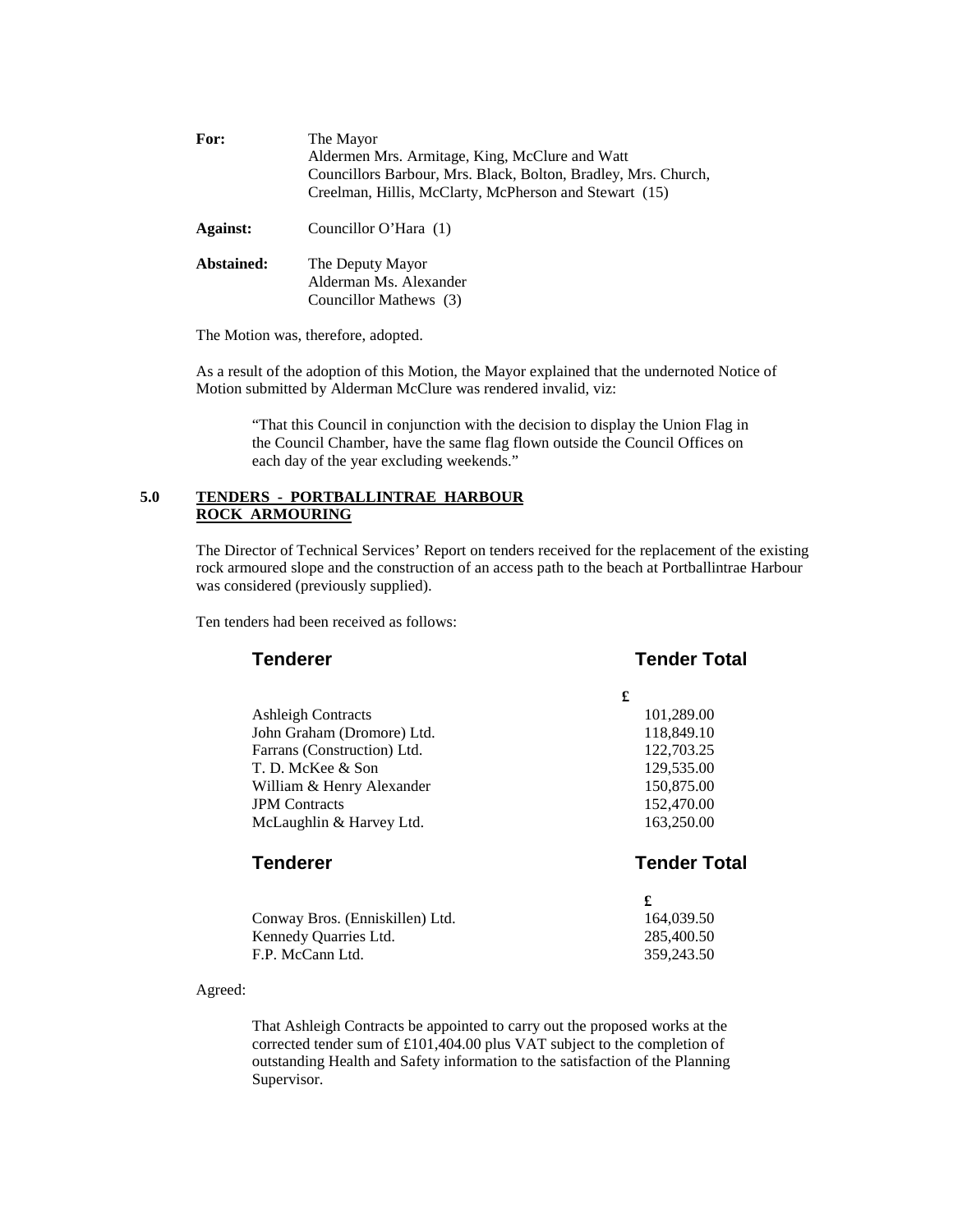**For:** The Mayor
Aldermen Mrs. Armitage, King, McClure and Watt
Councillors Barbour, Mrs. Black, Bolton, Bradley, Mrs. Church, Creelman, Hillis, McClarty, McPherson and Stewart (15)

**Against:** Councillor O'Hara (1)

**Abstained:** The Deputy Mayor
Alderman Ms. Alexander
Councillor Mathews (3)

The Motion was, therefore, adopted.

As a result of the adoption of this Motion, the Mayor explained that the undernoted Notice of Motion submitted by Alderman McClure was rendered invalid, viz:

> "That this Council in conjunction with the decision to display the Union Flag in the Council Chamber, have the same flag flown outside the Council Offices on each day of the year excluding weekends."

## 5.0 TENDERS - PORTBALLINTRAE HARBOUR ROCK ARMOURING

The Director of Technical Services' Report on tenders received for the replacement of the existing rock armoured slope and the construction of an access path to the beach at Portballintrae Harbour was considered (previously supplied).

Ten tenders had been received as follows:

| Tenderer | Tender Total |
|---|---|
| | £ |
| Ashleigh Contracts | 101,289.00 |
| John Graham (Dromore) Ltd. | 118,849.10 |
| Farrans (Construction) Ltd. | 122,703.25 |
| T. D. McKee & Son | 129,535.00 |
| William & Henry Alexander | 150,875.00 |
| JPM Contracts | 152,470.00 |
| McLaughlin & Harvey Ltd. | 163,250.00 |
| Conway Bros. (Enniskillen) Ltd. | 164,039.50 |
| Kennedy Quarries Ltd. | 285,400.50 |
| F.P. McCann Ltd. | 359,243.50 |

Agreed:

> That Ashleigh Contracts be appointed to carry out the proposed works at the corrected tender sum of £101,404.00 plus VAT subject to the completion of outstanding Health and Safety information to the satisfaction of the Planning Supervisor.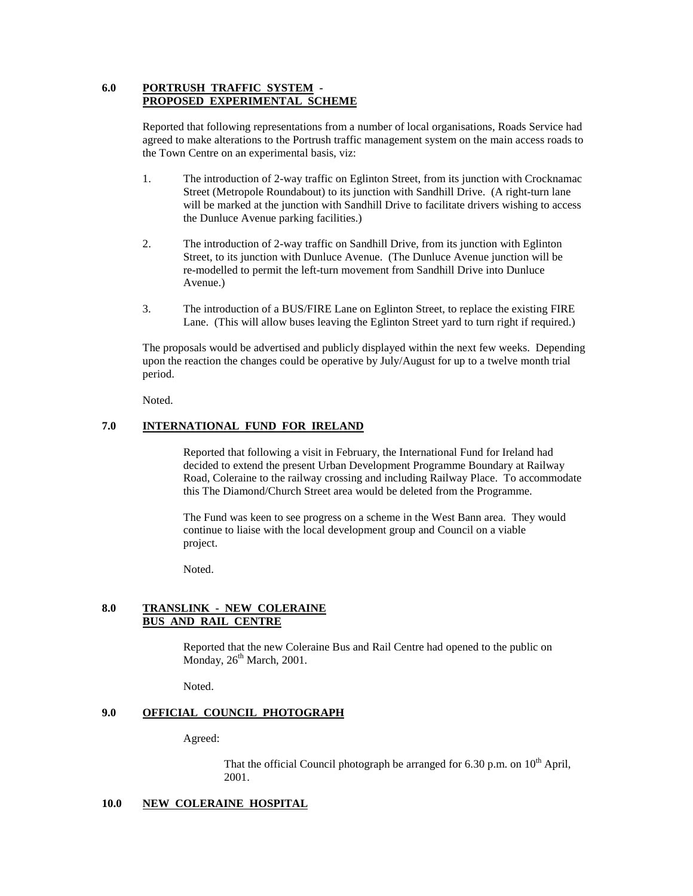**6.0 PORTRUSH TRAFFIC SYSTEM - PROPOSED EXPERIMENTAL SCHEME**

Reported that following representations from a number of local organisations, Roads Service had agreed to make alterations to the Portrush traffic management system on the main access roads to the Town Centre on an experimental basis, viz:

1. The introduction of 2-way traffic on Eglinton Street, from its junction with Crocknamac Street (Metropole Roundabout) to its junction with Sandhill Drive. (A right-turn lane will be marked at the junction with Sandhill Drive to facilitate drivers wishing to access the Dunluce Avenue parking facilities.)

2. The introduction of 2-way traffic on Sandhill Drive, from its junction with Eglinton Street, to its junction with Dunluce Avenue. (The Dunluce Avenue junction will be re-modelled to permit the left-turn movement from Sandhill Drive into Dunluce Avenue.)

3. The introduction of a BUS/FIRE Lane on Eglinton Street, to replace the existing FIRE Lane. (This will allow buses leaving the Eglinton Street yard to turn right if required.)

The proposals would be advertised and publicly displayed within the next few weeks. Depending upon the reaction the changes could be operative by July/August for up to a twelve month trial period.

Noted.

**7.0 INTERNATIONAL FUND FOR IRELAND**

Reported that following a visit in February, the International Fund for Ireland had decided to extend the present Urban Development Programme Boundary at Railway Road, Coleraine to the railway crossing and including Railway Place. To accommodate this The Diamond/Church Street area would be deleted from the Programme.

The Fund was keen to see progress on a scheme in the West Bann area. They would continue to liaise with the local development group and Council on a viable project.

Noted.

**8.0 TRANSLINK - NEW COLERAINE BUS AND RAIL CENTRE**

Reported that the new Coleraine Bus and Rail Centre had opened to the public on Monday, 26th March, 2001.

Noted.

**9.0 OFFICIAL COUNCIL PHOTOGRAPH**

Agreed:

> That the official Council photograph be arranged for 6.30 p.m. on 10th April, 2001.

**10.0 NEW COLERAINE HOSPITAL**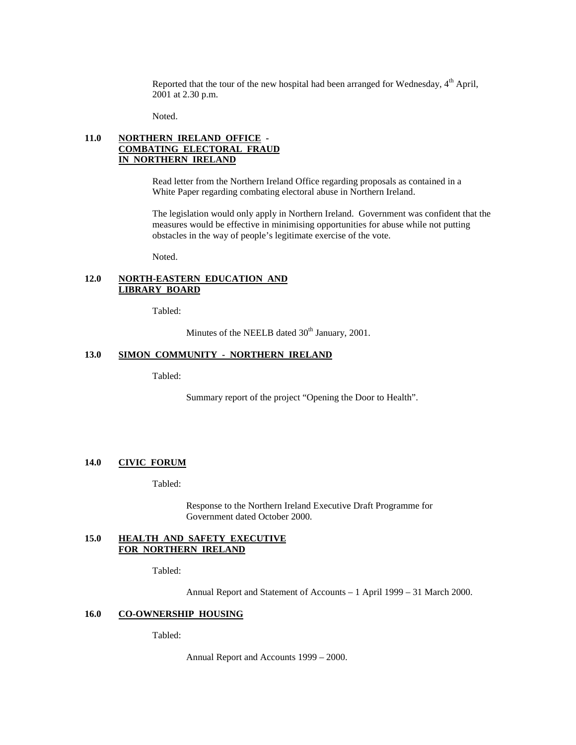Reported that the tour of the new hospital had been arranged for Wednesday, 4th April, 2001 at 2.30 p.m.

Noted.

**11.0 NORTHERN IRELAND OFFICE - COMBATING ELECTORAL FRAUD IN NORTHERN IRELAND**

Read letter from the Northern Ireland Office regarding proposals as contained in a White Paper regarding combating electoral abuse in Northern Ireland.

The legislation would only apply in Northern Ireland. Government was confident that the measures would be effective in minimising opportunities for abuse while not putting obstacles in the way of people's legitimate exercise of the vote.

Noted.

**12.0 NORTH-EASTERN EDUCATION AND LIBRARY BOARD**

Tabled:

Minutes of the NEELB dated 30th January, 2001.

**13.0 SIMON COMMUNITY - NORTHERN IRELAND**

Tabled:

Summary report of the project "Opening the Door to Health".

**14.0 CIVIC FORUM**

Tabled:

Response to the Northern Ireland Executive Draft Programme for Government dated October 2000.

**15.0 HEALTH AND SAFETY EXECUTIVE FOR NORTHERN IRELAND**

Tabled:

Annual Report and Statement of Accounts – 1 April 1999 – 31 March 2000.

**16.0 CO-OWNERSHIP HOUSING**

Tabled:

Annual Report and Accounts 1999 – 2000.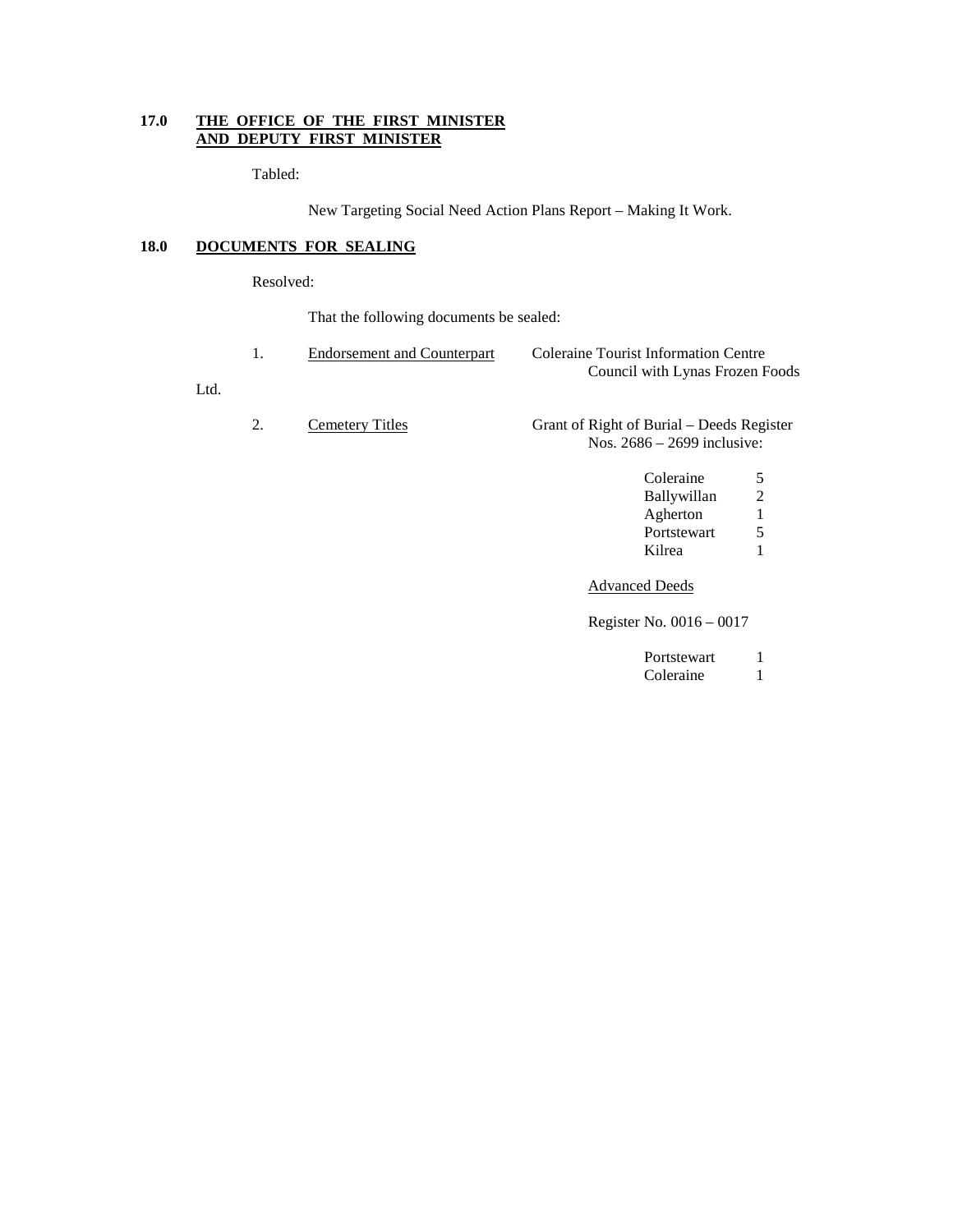## 17.0 THE OFFICE OF THE FIRST MINISTER AND DEPUTY FIRST MINISTER

Tabled:

New Targeting Social Need Action Plans Report – Making It Work.

## 18.0 DOCUMENTS FOR SEALING

Resolved:

That the following documents be sealed:

1. Endorsement and Counterpart — Coleraine Tourist Information Centre Council with Lynas Frozen Foods Ltd.

2. Cemetery Titles — Grant of Right of Burial – Deeds Register Nos. 2686 – 2699 inclusive:

| Cemetery | Number |
|---|---|
| Coleraine | 5 |
| Ballywillan | 2 |
| Agherton | 1 |
| Portstewart | 5 |
| Kilrea | 1 |

Advanced Deeds

Register No. 0016 – 0017

| Cemetery | Number |
|---|---|
| Portstewart | 1 |
| Coleraine | 1 |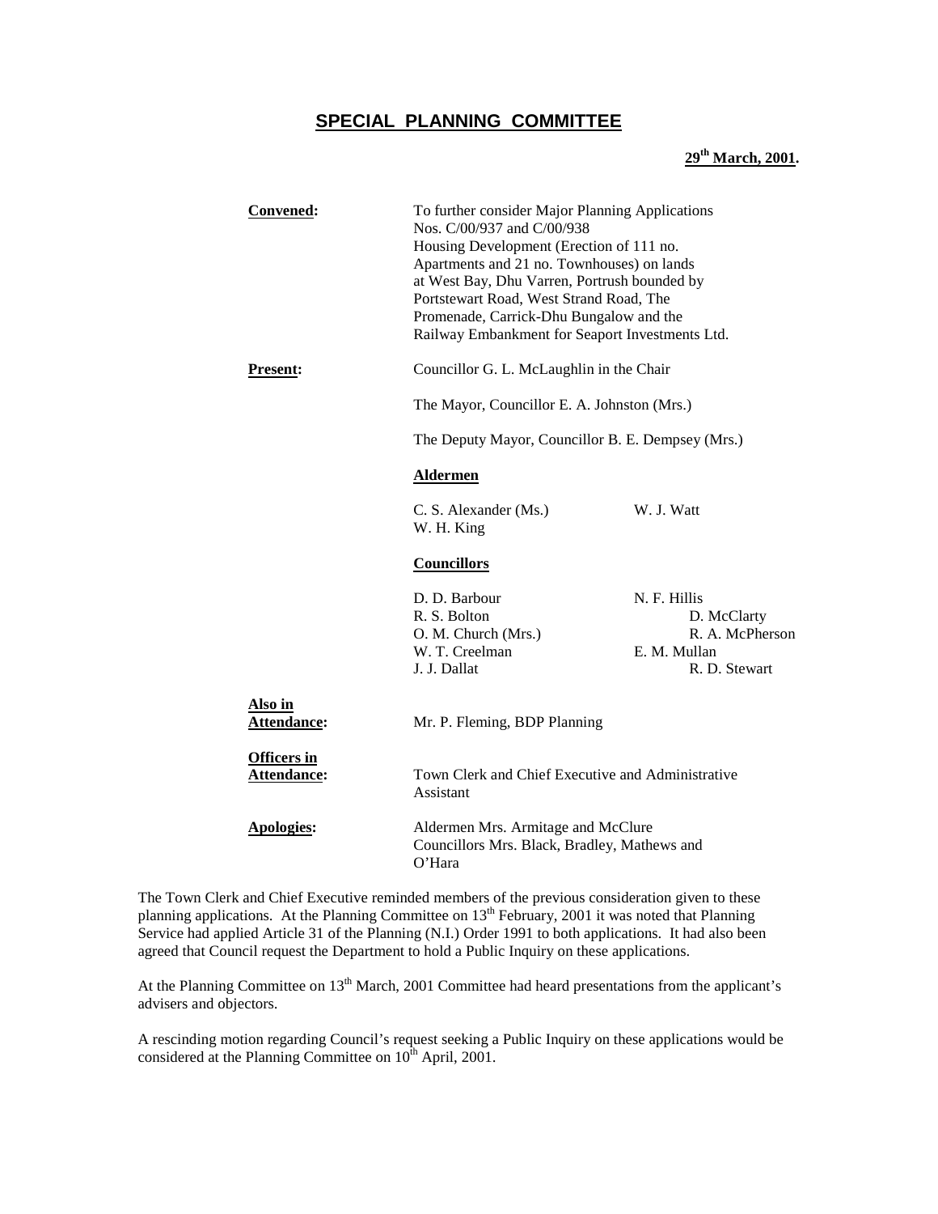# SPECIAL PLANNING COMMITTEE

**29th March, 2001.**

**Convened:** To further consider Major Planning Applications Nos. C/00/937 and C/00/938 Housing Development (Erection of 111 no. Apartments and 21 no. Townhouses) on lands at West Bay, Dhu Varren, Portrush bounded by Portstewart Road, West Strand Road, The Promenade, Carrick-Dhu Bungalow and the Railway Embankment for Seaport Investments Ltd.

**Present:** Councillor G. L. McLaughlin in the Chair

The Mayor, Councillor E. A. Johnston (Mrs.)

The Deputy Mayor, Councillor B. E. Dempsey (Mrs.)

**Aldermen**

C. S. Alexander (Ms.)
W. H. King
W. J. Watt

**Councillors**

D. D. Barbour
R. S. Bolton
O. M. Church (Mrs.)
W. T. Creelman
J. J. Dallat
N. F. Hillis
D. McClarty
R. A. McPherson
E. M. Mullan
R. D. Stewart

**Also in Attendance:** Mr. P. Fleming, BDP Planning

**Officers in Attendance:** Town Clerk and Chief Executive and Administrative Assistant

**Apologies:** Aldermen Mrs. Armitage and McClure
Councillors Mrs. Black, Bradley, Mathews and O'Hara

The Town Clerk and Chief Executive reminded members of the previous consideration given to these planning applications. At the Planning Committee on 13th February, 2001 it was noted that Planning Service had applied Article 31 of the Planning (N.I.) Order 1991 to both applications. It had also been agreed that Council request the Department to hold a Public Inquiry on these applications.

At the Planning Committee on 13th March, 2001 Committee had heard presentations from the applicant's advisers and objectors.

A rescinding motion regarding Council's request seeking a Public Inquiry on these applications would be considered at the Planning Committee on 10th April, 2001.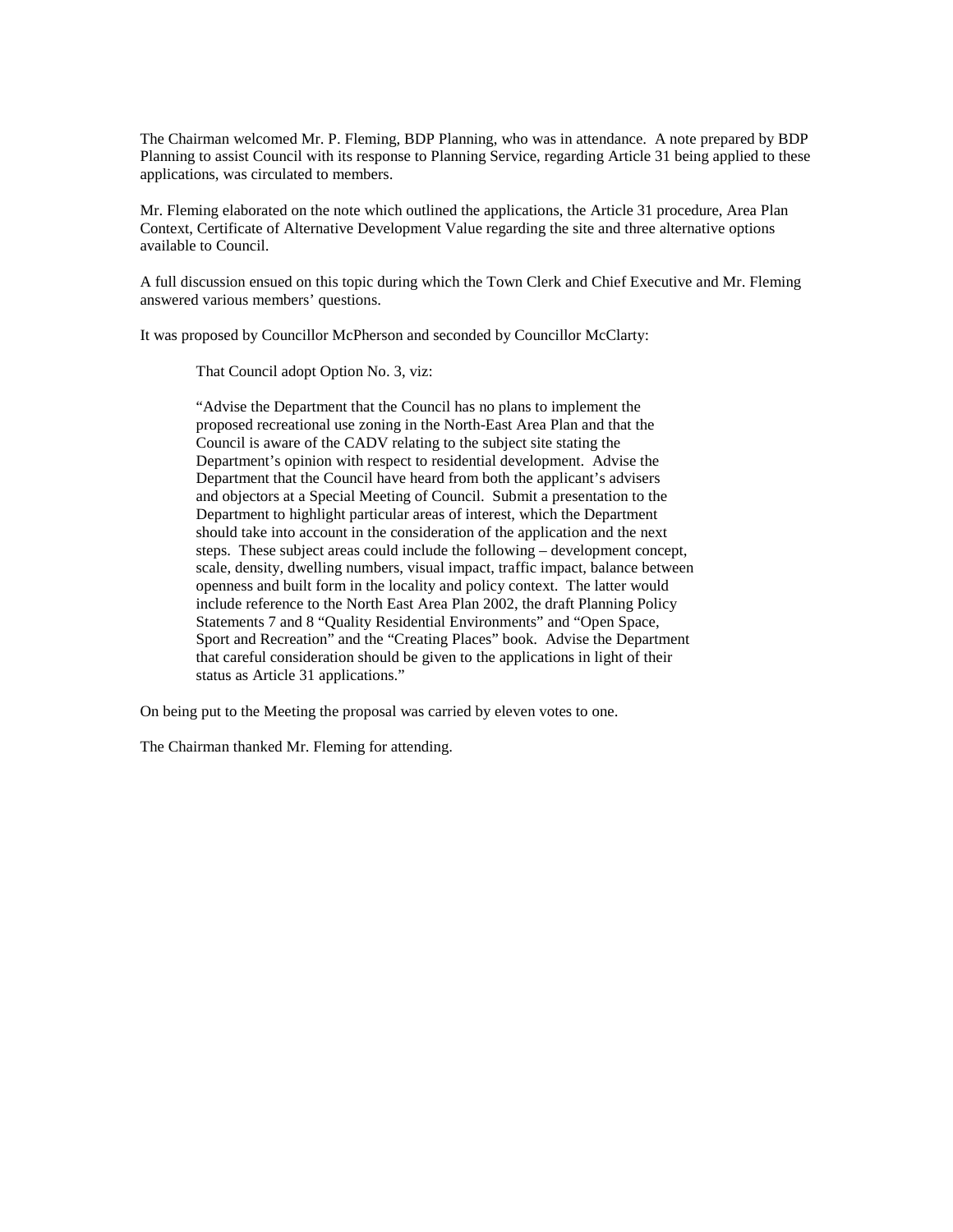The Chairman welcomed Mr. P. Fleming, BDP Planning, who was in attendance. A note prepared by BDP Planning to assist Council with its response to Planning Service, regarding Article 31 being applied to these applications, was circulated to members.

Mr. Fleming elaborated on the note which outlined the applications, the Article 31 procedure, Area Plan Context, Certificate of Alternative Development Value regarding the site and three alternative options available to Council.

A full discussion ensued on this topic during which the Town Clerk and Chief Executive and Mr. Fleming answered various members' questions.

It was proposed by Councillor McPherson and seconded by Councillor McClarty:

> That Council adopt Option No. 3, viz:
>
> "Advise the Department that the Council has no plans to implement the proposed recreational use zoning in the North-East Area Plan and that the Council is aware of the CADV relating to the subject site stating the Department's opinion with respect to residential development. Advise the Department that the Council have heard from both the applicant's advisers and objectors at a Special Meeting of Council. Submit a presentation to the Department to highlight particular areas of interest, which the Department should take into account in the consideration of the application and the next steps. These subject areas could include the following – development concept, scale, density, dwelling numbers, visual impact, traffic impact, balance between openness and built form in the locality and policy context. The latter would include reference to the North East Area Plan 2002, the draft Planning Policy Statements 7 and 8 "Quality Residential Environments" and "Open Space, Sport and Recreation" and the "Creating Places" book. Advise the Department that careful consideration should be given to the applications in light of their status as Article 31 applications."

On being put to the Meeting the proposal was carried by eleven votes to one.

The Chairman thanked Mr. Fleming for attending.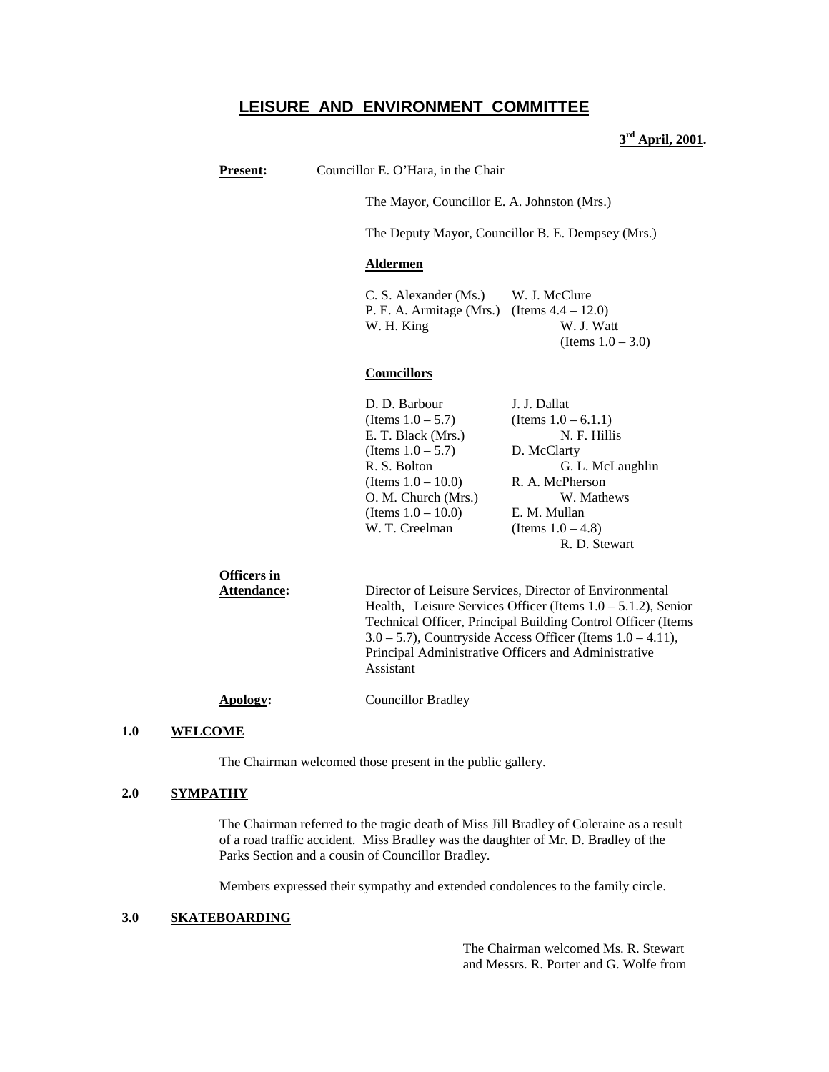# LEISURE AND ENVIRONMENT COMMITTEE

**3rd April, 2001.**

**Present:** Councillor E. O'Hara, in the Chair

The Mayor, Councillor E. A. Johnston (Mrs.)

The Deputy Mayor, Councillor B. E. Dempsey (Mrs.)

**Aldermen**

C. S. Alexander (Ms.)
P. E. A. Armitage (Mrs.)
W. H. King
W. J. McClure (Items 4.4 – 12.0)
W. J. Watt (Items 1.0 – 3.0)

**Councillors**

D. D. Barbour (Items 1.0 – 5.7)
E. T. Black (Mrs.) (Items 1.0 – 5.7)
R. S. Bolton (Items 1.0 – 10.0)
O. M. Church (Mrs.) (Items 1.0 – 10.0)
W. T. Creelman
J. J. Dallat (Items 1.0 – 6.1.1)
N. F. Hillis
D. McClarty
G. L. McLaughlin
R. A. McPherson
W. Mathews
E. M. Mullan (Items 1.0 – 4.8)
R. D. Stewart

**Officers in Attendance:** Director of Leisure Services, Director of Environmental Health, Leisure Services Officer (Items 1.0 – 5.1.2), Senior Technical Officer, Principal Building Control Officer (Items 3.0 – 5.7), Countryside Access Officer (Items 1.0 – 4.11), Principal Administrative Officers and Administrative Assistant

**Apology:** Councillor Bradley

## 1.0 WELCOME

The Chairman welcomed those present in the public gallery.

## 2.0 SYMPATHY

The Chairman referred to the tragic death of Miss Jill Bradley of Coleraine as a result of a road traffic accident. Miss Bradley was the daughter of Mr. D. Bradley of the Parks Section and a cousin of Councillor Bradley.

Members expressed their sympathy and extended condolences to the family circle.

## 3.0 SKATEBOARDING

The Chairman welcomed Ms. R. Stewart and Messrs. R. Porter and G. Wolfe from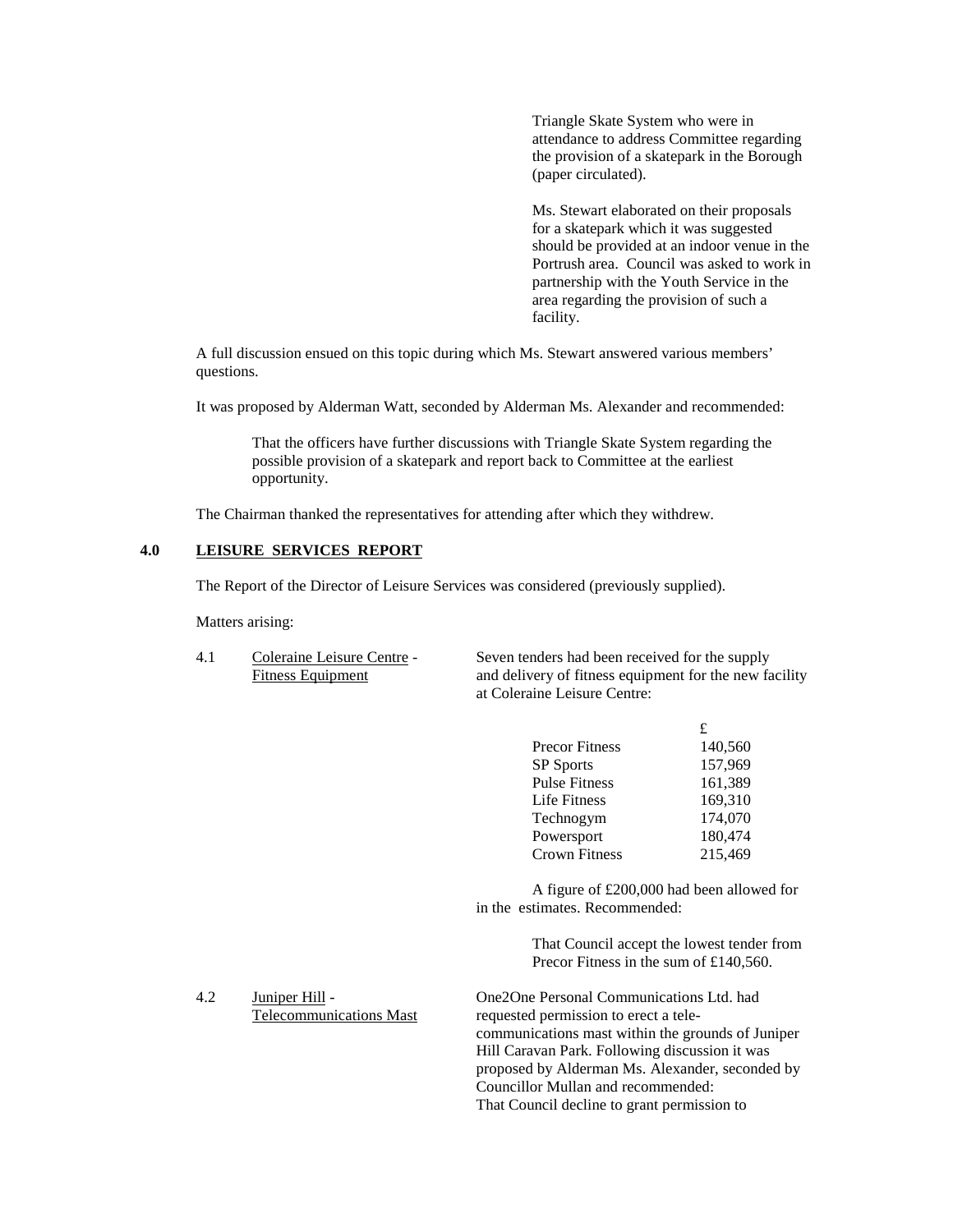Triangle Skate System who were in attendance to address Committee regarding the provision of a skatepark in the Borough (paper circulated).

Ms. Stewart elaborated on their proposals for a skatepark which it was suggested should be provided at an indoor venue in the Portrush area. Council was asked to work in partnership with the Youth Service in the area regarding the provision of such a facility.

A full discussion ensued on this topic during which Ms. Stewart answered various members' questions.

It was proposed by Alderman Watt, seconded by Alderman Ms. Alexander and recommended:

> That the officers have further discussions with Triangle Skate System regarding the possible provision of a skatepark and report back to Committee at the earliest opportunity.

The Chairman thanked the representatives for attending after which they withdrew.

## 4.0 LEISURE SERVICES REPORT

The Report of the Director of Leisure Services was considered (previously supplied).

Matters arising:

**4.1 Coleraine Leisure Centre - Fitness Equipment**

Seven tenders had been received for the supply and delivery of fitness equipment for the new facility at Coleraine Leisure Centre:

| | £ |
|---|---|
| Precor Fitness | 140,560 |
| SP Sports | 157,969 |
| Pulse Fitness | 161,389 |
| Life Fitness | 169,310 |
| Technogym | 174,070 |
| Powersport | 180,474 |
| Crown Fitness | 215,469 |

A figure of £200,000 had been allowed for in the estimates. Recommended:

> That Council accept the lowest tender from Precor Fitness in the sum of £140,560.

**4.2 Juniper Hill - Telecommunications Mast**

One2One Personal Communications Ltd. had requested permission to erect a telecommunications mast within the grounds of Juniper Hill Caravan Park. Following discussion it was proposed by Alderman Ms. Alexander, seconded by Councillor Mullan and recommended:

That Council decline to grant permission to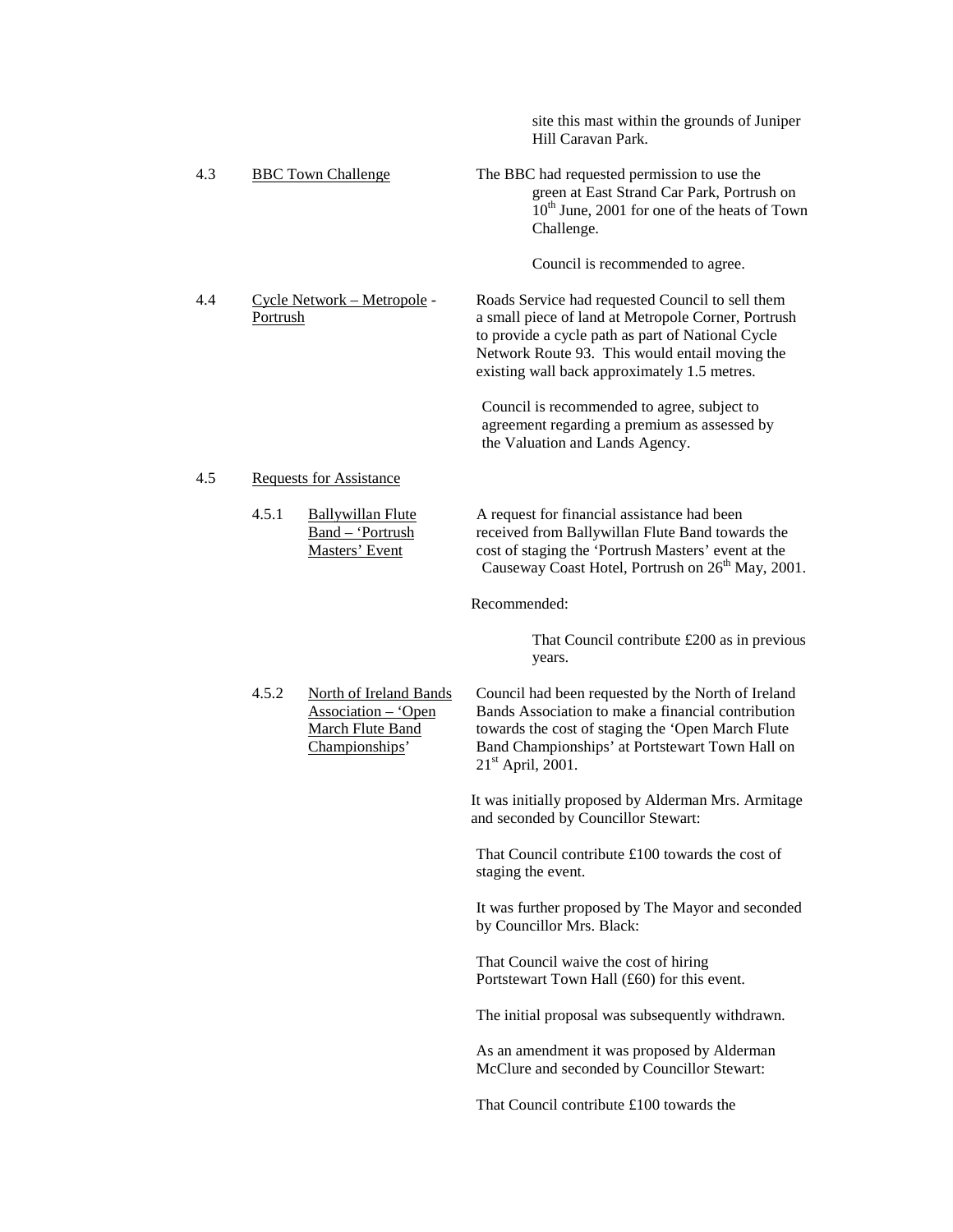site this mast within the grounds of Juniper Hill Caravan Park.

4.3 BBC Town Challenge

The BBC had requested permission to use the green at East Strand Car Park, Portrush on 10th June, 2001 for one of the heats of Town Challenge.

Council is recommended to agree.

4.4 Cycle Network – Metropole - Portrush

Roads Service had requested Council to sell them a small piece of land at Metropole Corner, Portrush to provide a cycle path as part of National Cycle Network Route 93. This would entail moving the existing wall back approximately 1.5 metres.

Council is recommended to agree, subject to agreement regarding a premium as assessed by the Valuation and Lands Agency.

4.5 Requests for Assistance

4.5.1 Ballywillan Flute Band – 'Portrush Masters' Event

A request for financial assistance had been received from Ballywillan Flute Band towards the cost of staging the 'Portrush Masters' event at the Causeway Coast Hotel, Portrush on 26th May, 2001.

Recommended:

That Council contribute £200 as in previous years.

4.5.2 North of Ireland Bands Association – 'Open March Flute Band Championships'

Council had been requested by the North of Ireland Bands Association to make a financial contribution towards the cost of staging the 'Open March Flute Band Championships' at Portstewart Town Hall on 21st April, 2001.

It was initially proposed by Alderman Mrs. Armitage and seconded by Councillor Stewart:

That Council contribute £100 towards the cost of staging the event.

It was further proposed by The Mayor and seconded by Councillor Mrs. Black:

That Council waive the cost of hiring Portstewart Town Hall (£60) for this event.

The initial proposal was subsequently withdrawn.

As an amendment it was proposed by Alderman McClure and seconded by Councillor Stewart:

That Council contribute £100 towards the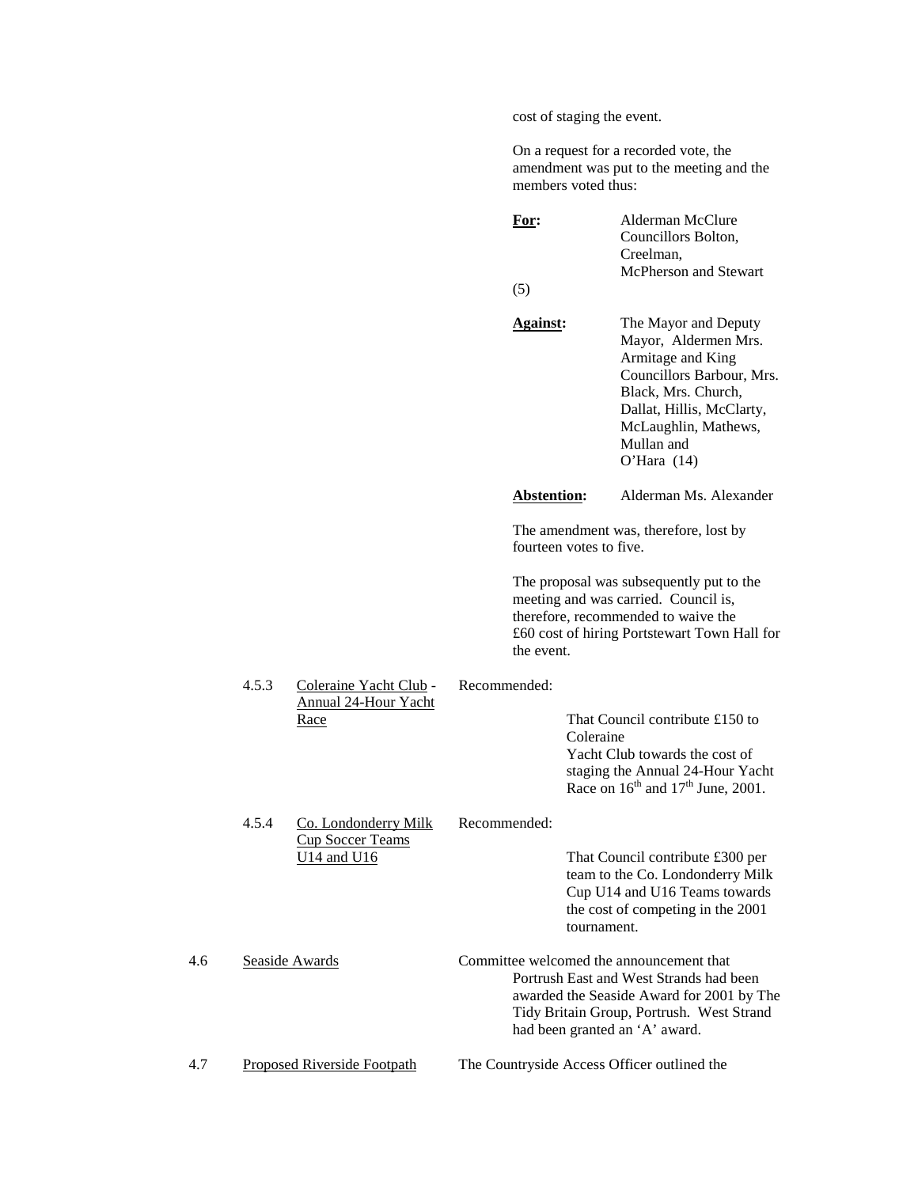cost of staging the event.

On a request for a recorded vote, the amendment was put to the meeting and the members voted thus:

**For:** Alderman McClure
Councillors Bolton, Creelman, McPherson and Stewart
(5)

**Against:** The Mayor and Deputy Mayor, Aldermen Mrs. Armitage and King
Councillors Barbour, Mrs. Black, Mrs. Church, Dallat, Hillis, McClarty, McLaughlin, Mathews, Mullan and O'Hara (14)

**Abstention:** Alderman Ms. Alexander

The amendment was, therefore, lost by fourteen votes to five.

The proposal was subsequently put to the meeting and was carried. Council is, therefore, recommended to waive the £60 cost of hiring Portstewart Town Hall for the event.

4.5.3 Coleraine Yacht Club - Annual 24-Hour Yacht Race

Recommended:

That Council contribute £150 to Coleraine Yacht Club towards the cost of staging the Annual 24-Hour Yacht Race on 16th and 17th June, 2001.

4.5.4 Co. Londonderry Milk Cup Soccer Teams U14 and U16

Recommended:

That Council contribute £300 per team to the Co. Londonderry Milk Cup U14 and U16 Teams towards the cost of competing in the 2001 tournament.

4.6 Seaside Awards

Committee welcomed the announcement that Portrush East and West Strands had been awarded the Seaside Award for 2001 by The Tidy Britain Group, Portrush. West Strand had been granted an 'A' award.

4.7 Proposed Riverside Footpath

The Countryside Access Officer outlined the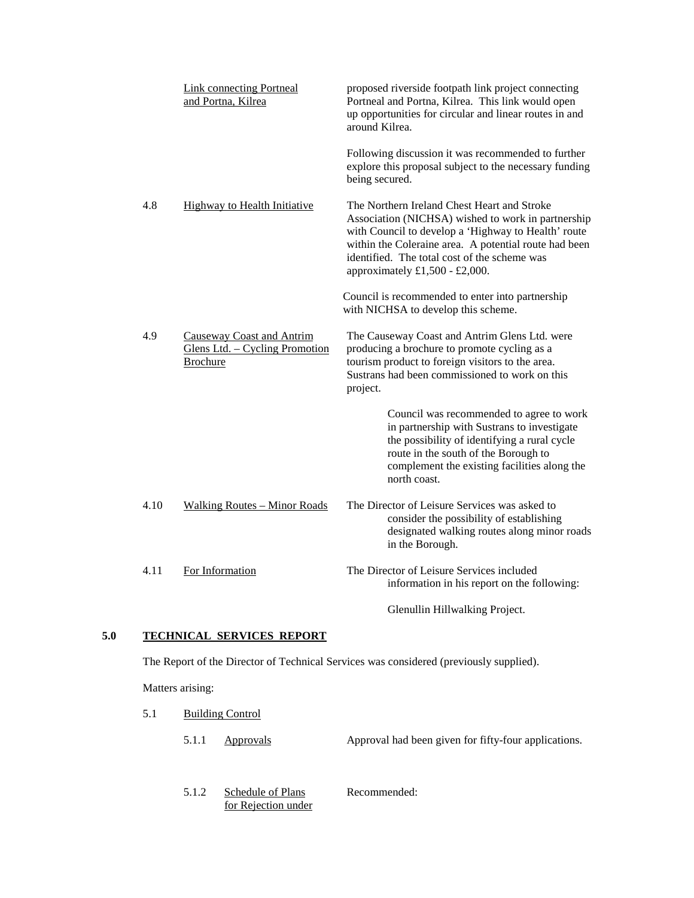| | | |
|---|---|---|
| | Link connecting Portneal and Portna, Kilrea | proposed riverside footpath link project connecting Portneal and Portna, Kilrea. This link would open up opportunities for circular and linear routes in and around Kilrea.<br><br>Following discussion it was recommended to further explore this proposal subject to the necessary funding being secured. |
| 4.8 | Highway to Health Initiative | The Northern Ireland Chest Heart and Stroke Association (NICHSA) wished to work in partnership with Council to develop a 'Highway to Health' route within the Coleraine area. A potential route had been identified. The total cost of the scheme was approximately £1,500 - £2,000.<br><br>Council is recommended to enter into partnership with NICHSA to develop this scheme. |
| 4.9 | Causeway Coast and Antrim Glens Ltd. – Cycling Promotion Brochure | The Causeway Coast and Antrim Glens Ltd. were producing a brochure to promote cycling as a tourism product to foreign visitors to the area. Sustrans had been commissioned to work on this project.<br><br>Council was recommended to agree to work in partnership with Sustrans to investigate the possibility of identifying a rural cycle route in the south of the Borough to complement the existing facilities along the north coast. |
| 4.10 | Walking Routes – Minor Roads | The Director of Leisure Services was asked to consider the possibility of establishing designated walking routes along minor roads in the Borough. |
| 4.11 | For Information | The Director of Leisure Services included information in his report on the following:<br><br>Glenullin Hillwalking Project. |

## 5.0 TECHNICAL SERVICES REPORT

The Report of the Director of Technical Services was considered (previously supplied).

Matters arising:

5.1 Building Control

| | | |
|---|---|---|
| 5.1.1 | Approvals | Approval had been given for fifty-four applications. |
| 5.1.2 | Schedule of Plans for Rejection under | Recommended: |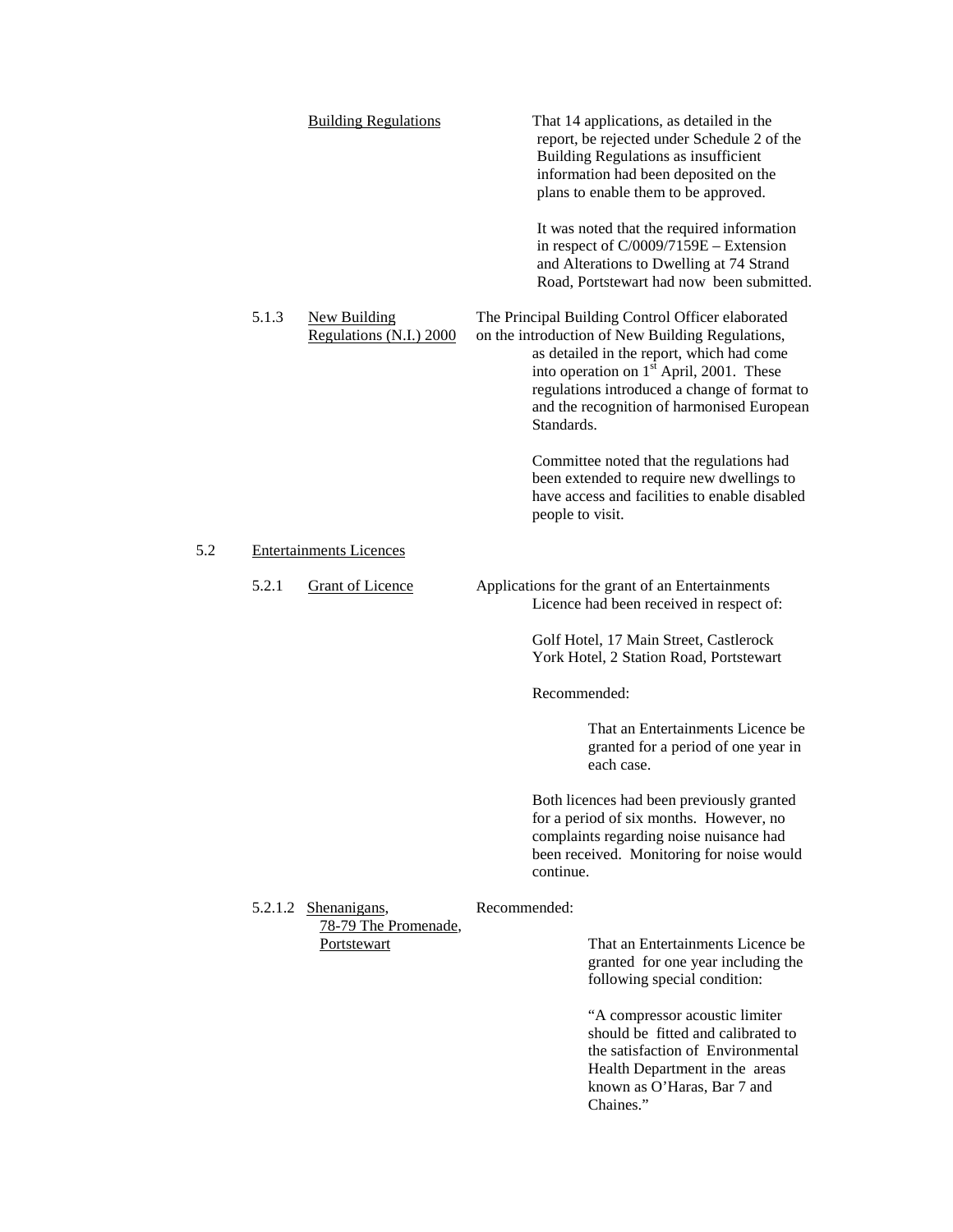Building Regulations

That 14 applications, as detailed in the report, be rejected under Schedule 2 of the Building Regulations as insufficient information had been deposited on the plans to enable them to be approved.

It was noted that the required information in respect of C/0009/7159E – Extension and Alterations to Dwelling at 74 Strand Road, Portstewart had now been submitted.

5.1.3 New Building Regulations (N.I.) 2000

The Principal Building Control Officer elaborated on the introduction of New Building Regulations, as detailed in the report, which had come into operation on 1st April, 2001. These regulations introduced a change of format to and the recognition of harmonised European Standards.

Committee noted that the regulations had been extended to require new dwellings to have access and facilities to enable disabled people to visit.

5.2 Entertainments Licences

5.2.1 Grant of Licence

Applications for the grant of an Entertainments Licence had been received in respect of:

Golf Hotel, 17 Main Street, Castlerock
York Hotel, 2 Station Road, Portstewart

Recommended:

> That an Entertainments Licence be granted for a period of one year in each case.

Both licences had been previously granted for a period of six months. However, no complaints regarding noise nuisance had been received. Monitoring for noise would continue.

5.2.1.2 Shenanigans, 78-79 The Promenade, Portstewart

Recommended:

> That an Entertainments Licence be granted for one year including the following special condition:
>
> "A compressor acoustic limiter should be fitted and calibrated to the satisfaction of Environmental Health Department in the areas known as O'Haras, Bar 7 and Chaines."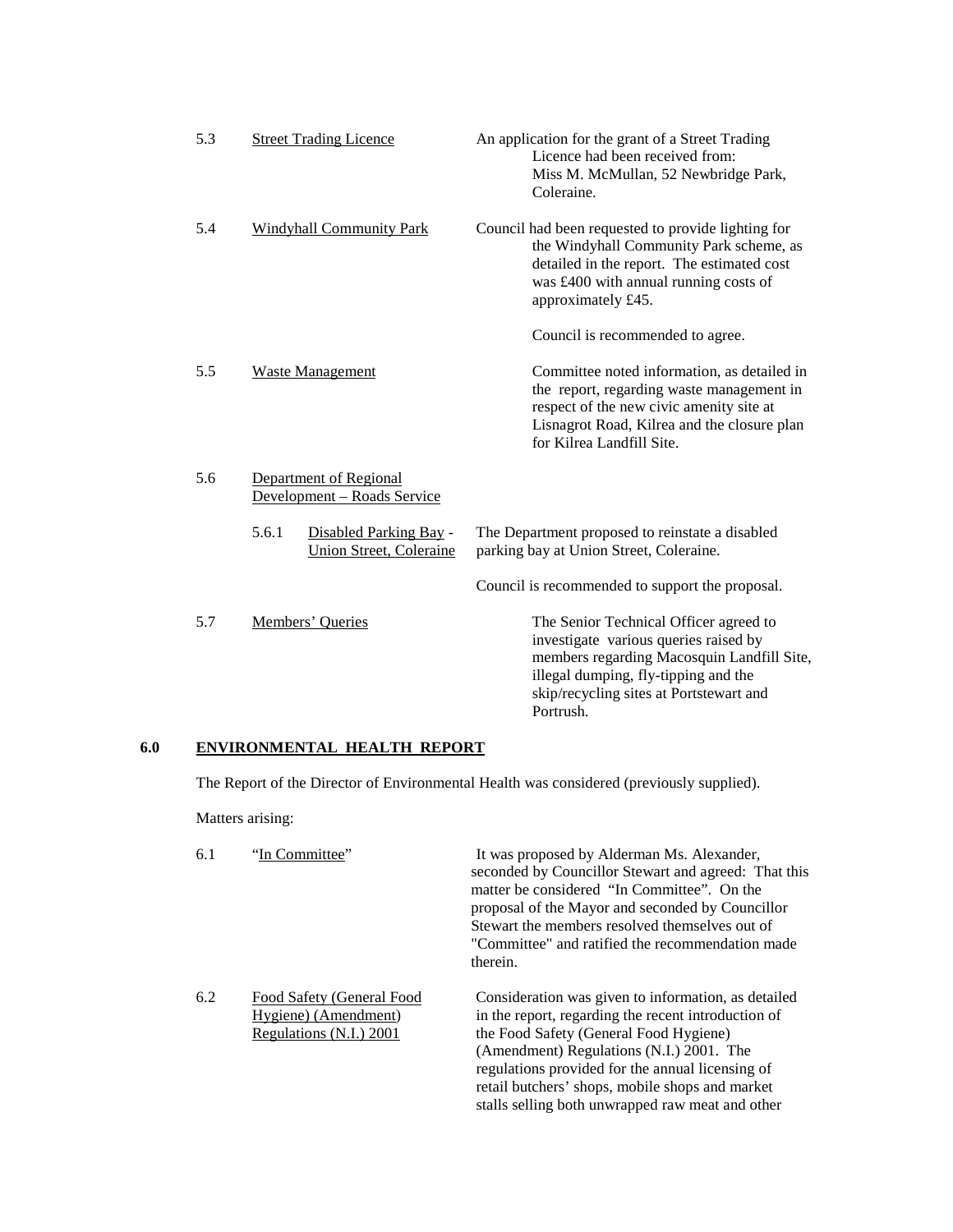5.3 Street Trading Licence

An application for the grant of a Street Trading Licence had been received from:
Miss M. McMullan, 52 Newbridge Park, Coleraine.

5.4 Windyhall Community Park

Council had been requested to provide lighting for the Windyhall Community Park scheme, as detailed in the report. The estimated cost was £400 with annual running costs of approximately £45.

Council is recommended to agree.

5.5 Waste Management

Committee noted information, as detailed in the report, regarding waste management in respect of the new civic amenity site at Lisnagrot Road, Kilrea and the closure plan for Kilrea Landfill Site.

5.6 Department of Regional Development – Roads Service

5.6.1 Disabled Parking Bay - Union Street, Coleraine

The Department proposed to reinstate a disabled parking bay at Union Street, Coleraine.

Council is recommended to support the proposal.

5.7 Members' Queries

The Senior Technical Officer agreed to investigate various queries raised by members regarding Macosquin Landfill Site, illegal dumping, fly-tipping and the skip/recycling sites at Portstewart and Portrush.

## 6.0 ENVIRONMENTAL HEALTH REPORT

The Report of the Director of Environmental Health was considered (previously supplied).

Matters arising:

6.1 "In Committee"

It was proposed by Alderman Ms. Alexander, seconded by Councillor Stewart and agreed: That this matter be considered "In Committee". On the proposal of the Mayor and seconded by Councillor Stewart the members resolved themselves out of "Committee" and ratified the recommendation made therein.

6.2 Food Safety (General Food Hygiene) (Amendment) Regulations (N.I.) 2001

Consideration was given to information, as detailed in the report, regarding the recent introduction of the Food Safety (General Food Hygiene) (Amendment) Regulations (N.I.) 2001. The regulations provided for the annual licensing of retail butchers' shops, mobile shops and market stalls selling both unwrapped raw meat and other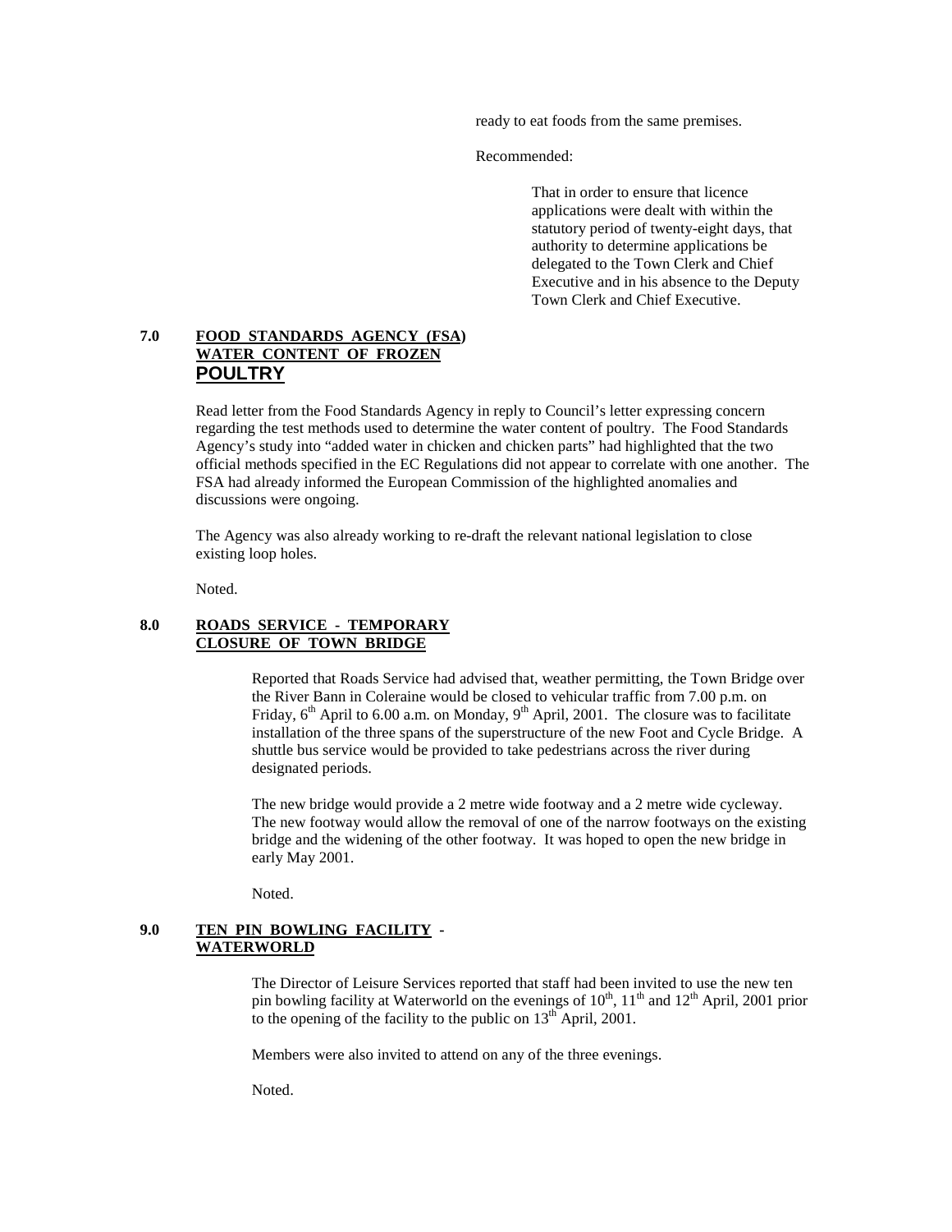ready to eat foods from the same premises.

Recommended:

> That in order to ensure that licence applications were dealt with within the statutory period of twenty-eight days, that authority to determine applications be delegated to the Town Clerk and Chief Executive and in his absence to the Deputy Town Clerk and Chief Executive.

## 7.0 FOOD STANDARDS AGENCY (FSA) WATER CONTENT OF FROZEN POULTRY

Read letter from the Food Standards Agency in reply to Council's letter expressing concern regarding the test methods used to determine the water content of poultry. The Food Standards Agency's study into "added water in chicken and chicken parts" had highlighted that the two official methods specified in the EC Regulations did not appear to correlate with one another. The FSA had already informed the European Commission of the highlighted anomalies and discussions were ongoing.

The Agency was also already working to re-draft the relevant national legislation to close existing loop holes.

Noted.

## 8.0 ROADS SERVICE - TEMPORARY CLOSURE OF TOWN BRIDGE

Reported that Roads Service had advised that, weather permitting, the Town Bridge over the River Bann in Coleraine would be closed to vehicular traffic from 7.00 p.m. on Friday, 6th April to 6.00 a.m. on Monday, 9th April, 2001. The closure was to facilitate installation of the three spans of the superstructure of the new Foot and Cycle Bridge. A shuttle bus service would be provided to take pedestrians across the river during designated periods.

The new bridge would provide a 2 metre wide footway and a 2 metre wide cycleway. The new footway would allow the removal of one of the narrow footways on the existing bridge and the widening of the other footway. It was hoped to open the new bridge in early May 2001.

Noted.

## 9.0 TEN PIN BOWLING FACILITY - WATERWORLD

The Director of Leisure Services reported that staff had been invited to use the new ten pin bowling facility at Waterworld on the evenings of 10th, 11th and 12th April, 2001 prior to the opening of the facility to the public on 13th April, 2001.

Members were also invited to attend on any of the three evenings.

Noted.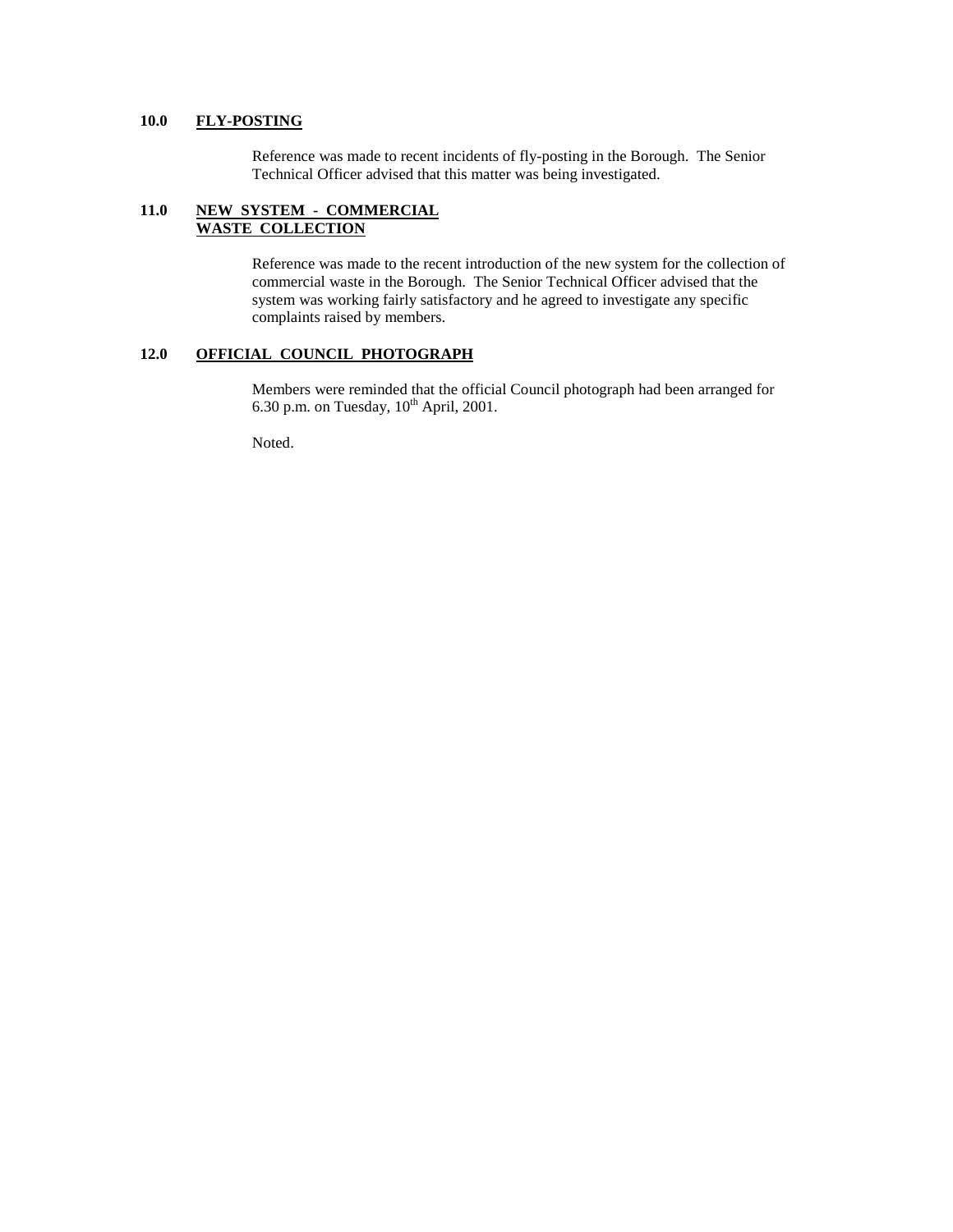## 10.0 FLY-POSTING

Reference was made to recent incidents of fly-posting in the Borough. The Senior Technical Officer advised that this matter was being investigated.

## 11.0 NEW SYSTEM - COMMERCIAL WASTE COLLECTION

Reference was made to the recent introduction of the new system for the collection of commercial waste in the Borough. The Senior Technical Officer advised that the system was working fairly satisfactory and he agreed to investigate any specific complaints raised by members.

## 12.0 OFFICIAL COUNCIL PHOTOGRAPH

Members were reminded that the official Council photograph had been arranged for 6.30 p.m. on Tuesday, 10th April, 2001.

Noted.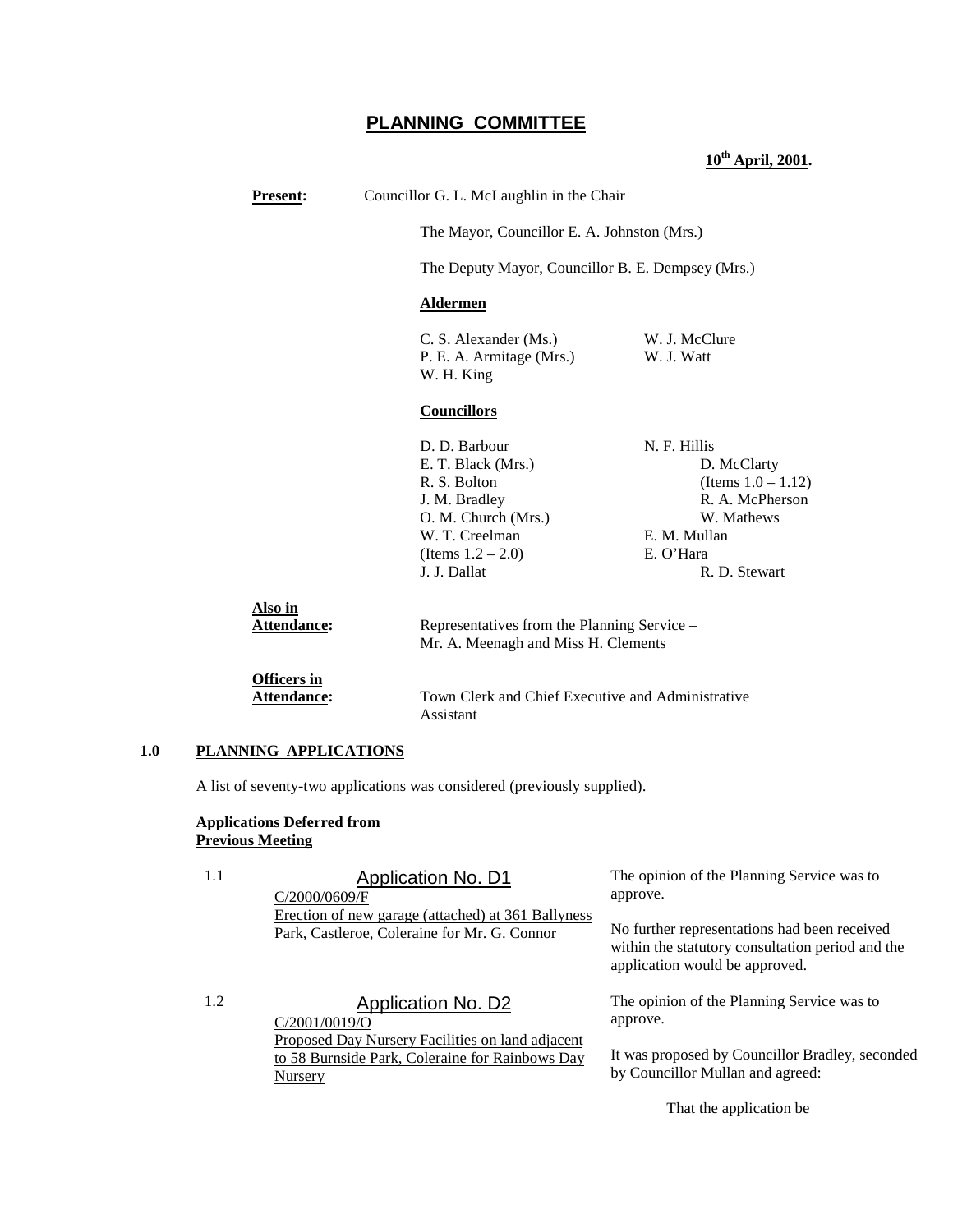# PLANNING COMMITTEE

**10th April, 2001.**

**Present:** Councillor G. L. McLaughlin in the Chair

The Mayor, Councillor E. A. Johnston (Mrs.)

The Deputy Mayor, Councillor B. E. Dempsey (Mrs.)

**Aldermen**

C. S. Alexander (Ms.)
P. E. A. Armitage (Mrs.)
W. H. King
W. J. McClure
W. J. Watt

**Councillors**

D. D. Barbour
E. T. Black (Mrs.)
R. S. Bolton
J. M. Bradley
O. M. Church (Mrs.)
W. T. Creelman (Items 1.2 – 2.0)
J. J. Dallat
N. F. Hillis
D. McClarty (Items 1.0 – 1.12)
R. A. McPherson
W. Mathews
E. M. Mullan
E. O'Hara
R. D. Stewart

**Also in Attendance:** Representatives from the Planning Service – Mr. A. Meenagh and Miss H. Clements

**Officers in Attendance:** Town Clerk and Chief Executive and Administrative Assistant

## 1.0 PLANNING APPLICATIONS

A list of seventy-two applications was considered (previously supplied).

**Applications Deferred from Previous Meeting**

1.1 **Application No. D1**
C/2000/0609/F
Erection of new garage (attached) at 361 Ballyness Park, Castleroe, Coleraine for Mr. G. Connor

The opinion of the Planning Service was to approve.

No further representations had been received within the statutory consultation period and the application would be approved.

1.2 **Application No. D2**
C/2001/0019/O
Proposed Day Nursery Facilities on land adjacent to 58 Burnside Park, Coleraine for Rainbows Day Nursery

The opinion of the Planning Service was to approve.

It was proposed by Councillor Bradley, seconded by Councillor Mullan and agreed:

That the application be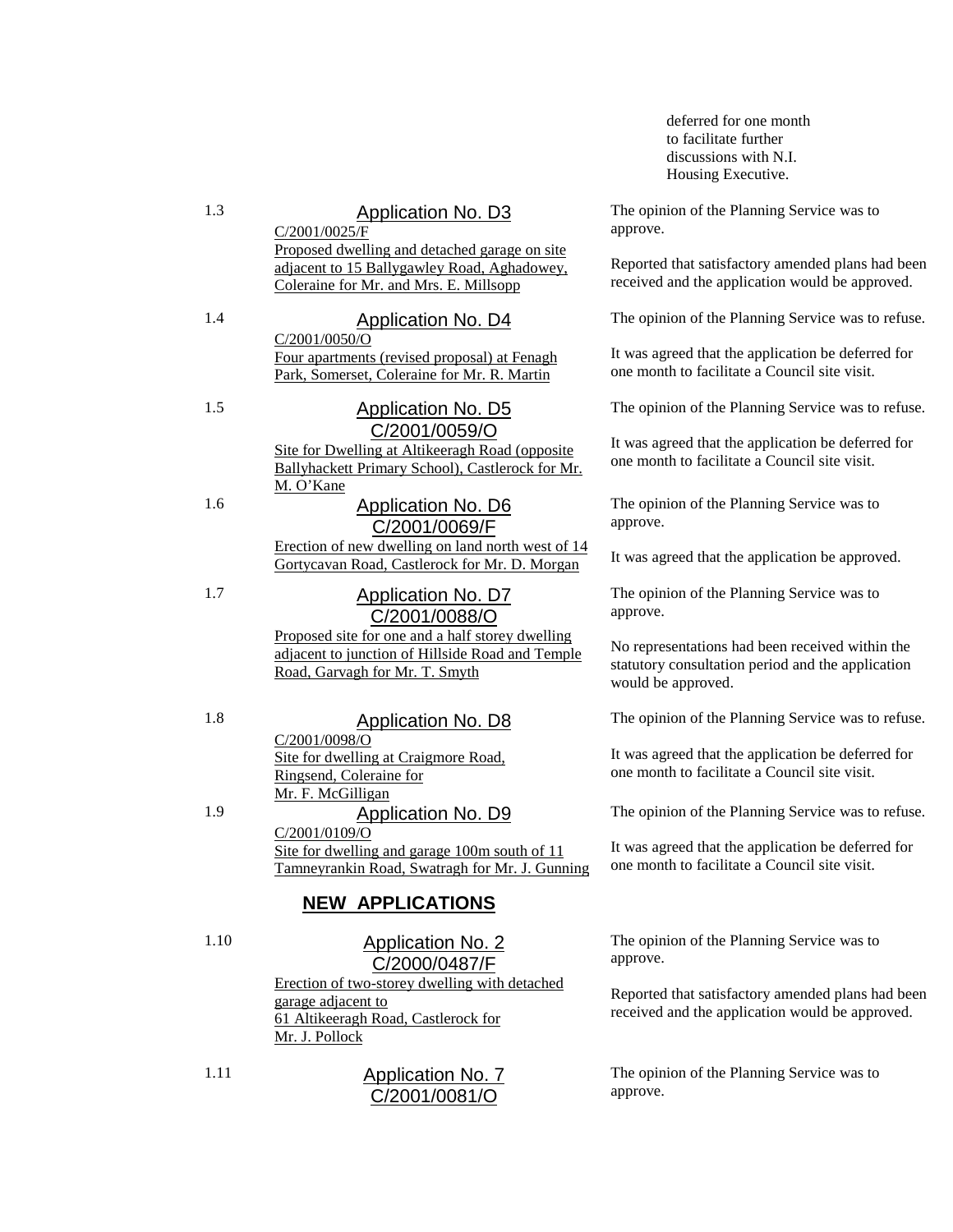deferred for one month to facilitate further discussions with N.I. Housing Executive.

1.3 **Application No. D3**
C/2001/0025/F
Proposed dwelling and detached garage on site adjacent to 15 Ballygawley Road, Aghadowey, Coleraine for Mr. and Mrs. E. Millsopp

The opinion of the Planning Service was to approve.

Reported that satisfactory amended plans had been received and the application would be approved.

1.4 **Application No. D4**
C/2001/0050/O
Four apartments (revised proposal) at Fenagh Park, Somerset, Coleraine for Mr. R. Martin

The opinion of the Planning Service was to refuse.

It was agreed that the application be deferred for one month to facilitate a Council site visit.

1.5 **Application No. D5**
C/2001/0059/O
Site for Dwelling at Altikeeragh Road (opposite Ballyhackett Primary School), Castlerock for Mr. M. O'Kane

The opinion of the Planning Service was to refuse.

It was agreed that the application be deferred for one month to facilitate a Council site visit.

1.6 **Application No. D6**
C/2001/0069/F
Erection of new dwelling on land north west of 14 Gortycavan Road, Castlerock for Mr. D. Morgan

The opinion of the Planning Service was to approve.

It was agreed that the application be approved.

1.7 **Application No. D7**
C/2001/0088/O
Proposed site for one and a half storey dwelling adjacent to junction of Hillside Road and Temple Road, Garvagh for Mr. T. Smyth

The opinion of the Planning Service was to approve.

No representations had been received within the statutory consultation period and the application would be approved.

1.8 **Application No. D8**
C/2001/0098/O
Site for dwelling at Craigmore Road, Ringsend, Coleraine for Mr. F. McGilligan

The opinion of the Planning Service was to refuse.

It was agreed that the application be deferred for one month to facilitate a Council site visit.

1.9 **Application No. D9**
C/2001/0109/O
Site for dwelling and garage 100m south of 11 Tamneyrankin Road, Swatragh for Mr. J. Gunning

The opinion of the Planning Service was to refuse.

It was agreed that the application be deferred for one month to facilitate a Council site visit.

## NEW APPLICATIONS

1.10 **Application No. 2**
C/2000/0487/F
Erection of two-storey dwelling with detached garage adjacent to 61 Altikeeragh Road, Castlerock for Mr. J. Pollock

The opinion of the Planning Service was to approve.

Reported that satisfactory amended plans had been received and the application would be approved.

1.11 **Application No. 7**
C/2001/0081/O

The opinion of the Planning Service was to approve.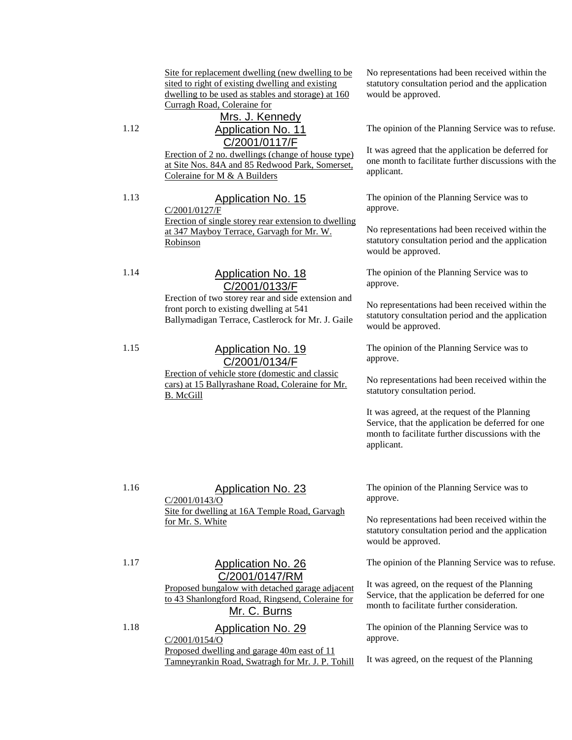Site for replacement dwelling (new dwelling to be sited to right of existing dwelling and existing dwelling to be used as stables and storage) at 160 Curragh Road, Coleraine for Mrs. J. Kennedy

No representations had been received within the statutory consultation period and the application would be approved.

1.12 **Application No. 11**
C/2001/0117/F
Erection of 2 no. dwellings (change of house type) at Site Nos. 84A and 85 Redwood Park, Somerset, Coleraine for M & A Builders

The opinion of the Planning Service was to refuse.

It was agreed that the application be deferred for one month to facilitate further discussions with the applicant.

1.13 **Application No. 15**
C/2001/0127/F
Erection of single storey rear extension to dwelling at 347 Mayboy Terrace, Garvagh for Mr. W. Robinson

The opinion of the Planning Service was to approve.

No representations had been received within the statutory consultation period and the application would be approved.

1.14 **Application No. 18**
C/2001/0133/F
Erection of two storey rear and side extension and front porch to existing dwelling at 541 Ballymadigan Terrace, Castlerock for Mr. J. Gaile

The opinion of the Planning Service was to approve.

No representations had been received within the statutory consultation period and the application would be approved.

1.15 **Application No. 19**
C/2001/0134/F
Erection of vehicle store (domestic and classic cars) at 15 Ballyrashane Road, Coleraine for Mr. B. McGill

The opinion of the Planning Service was to approve.

No representations had been received within the statutory consultation period.

It was agreed, at the request of the Planning Service, that the application be deferred for one month to facilitate further discussions with the applicant.

1.16 **Application No. 23**
C/2001/0143/O
Site for dwelling at 16A Temple Road, Garvagh for Mr. S. White

The opinion of the Planning Service was to approve.

No representations had been received within the statutory consultation period and the application would be approved.

1.17 **Application No. 26**
C/2001/0147/RM
Proposed bungalow with detached garage adjacent to 43 Shanlongford Road, Ringsend, Coleraine for Mr. C. Burns

The opinion of the Planning Service was to refuse.

It was agreed, on the request of the Planning Service, that the application be deferred for one month to facilitate further consideration.

1.18 **Application No. 29**
C/2001/0154/O
Proposed dwelling and garage 40m east of 11 Tamneyrankin Road, Swatragh for Mr. J. P. Tohill

The opinion of the Planning Service was to approve.

It was agreed, on the request of the Planning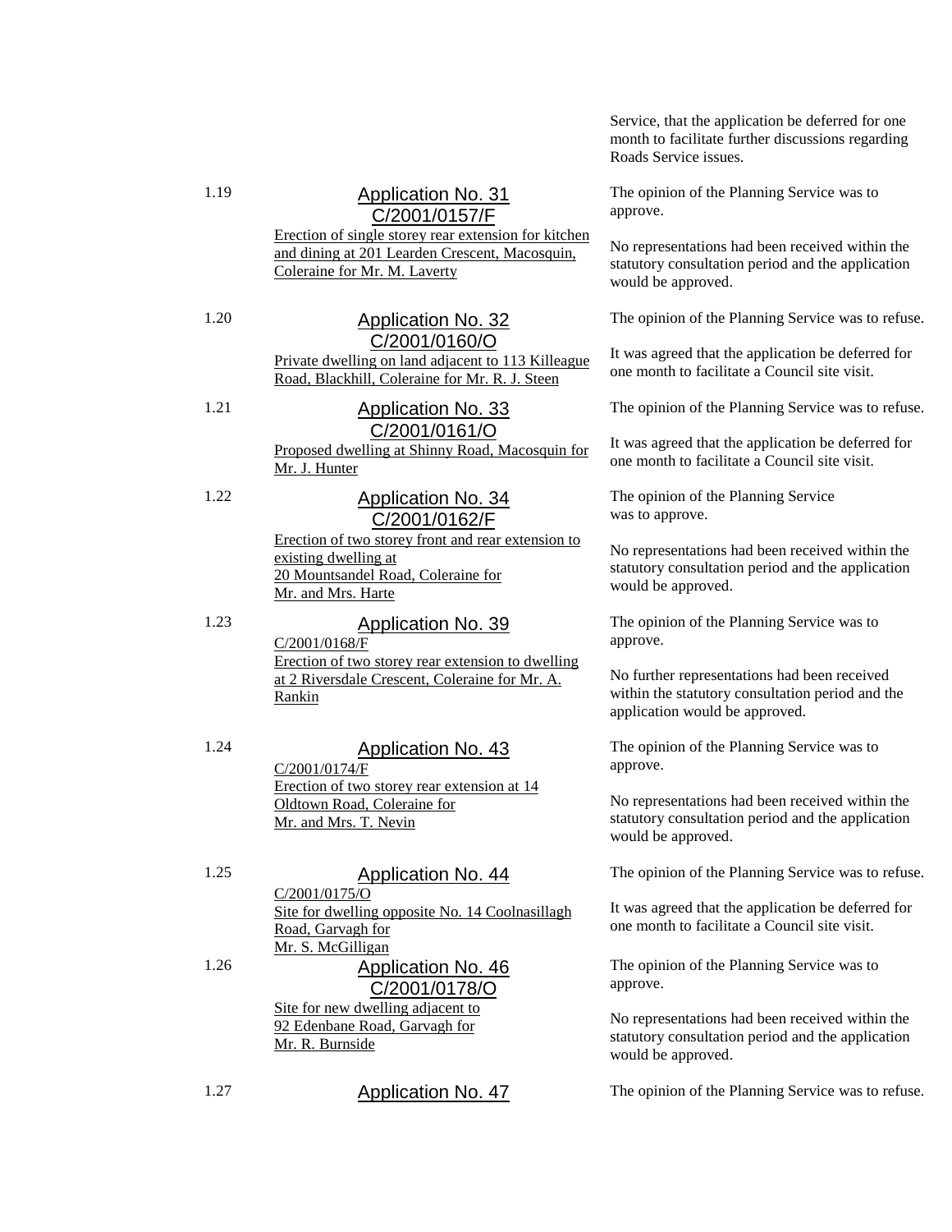Service, that the application be deferred for one month to facilitate further discussions regarding Roads Service issues.

1.19 **Application No. 31**
**C/2001/0157/F**
Erection of single storey rear extension for kitchen and dining at 201 Learden Crescent, Macosquin, Coleraine for Mr. M. Laverty

The opinion of the Planning Service was to approve.

No representations had been received within the statutory consultation period and the application would be approved.

1.20 **Application No. 32**
**C/2001/0160/O**
Private dwelling on land adjacent to 113 Killeague Road, Blackhill, Coleraine for Mr. R. J. Steen

The opinion of the Planning Service was to refuse.

It was agreed that the application be deferred for one month to facilitate a Council site visit.

1.21 **Application No. 33**
**C/2001/0161/O**
Proposed dwelling at Shinny Road, Macosquin for Mr. J. Hunter

The opinion of the Planning Service was to refuse.

It was agreed that the application be deferred for one month to facilitate a Council site visit.

1.22 **Application No. 34**
**C/2001/0162/F**
Erection of two storey front and rear extension to existing dwelling at 20 Mountsandel Road, Coleraine for Mr. and Mrs. Harte

The opinion of the Planning Service was to approve.

No representations had been received within the statutory consultation period and the application would be approved.

1.23 **Application No. 39**
C/2001/0168/F
Erection of two storey rear extension to dwelling at 2 Riversdale Crescent, Coleraine for Mr. A. Rankin

The opinion of the Planning Service was to approve.

No further representations had been received within the statutory consultation period and the application would be approved.

1.24 **Application No. 43**
C/2001/0174/F
Erection of two storey rear extension at 14 Oldtown Road, Coleraine for Mr. and Mrs. T. Nevin

The opinion of the Planning Service was to approve.

No representations had been received within the statutory consultation period and the application would be approved.

1.25 **Application No. 44**
C/2001/0175/O
Site for dwelling opposite No. 14 Coolnasillagh Road, Garvagh for Mr. S. McGilligan

The opinion of the Planning Service was to refuse.

It was agreed that the application be deferred for one month to facilitate a Council site visit.

1.26 **Application No. 46**
**C/2001/0178/O**
Site for new dwelling adjacent to 92 Edenbane Road, Garvagh for Mr. R. Burnside

The opinion of the Planning Service was to approve.

No representations had been received within the statutory consultation period and the application would be approved.

1.27 **Application No. 47**

The opinion of the Planning Service was to refuse.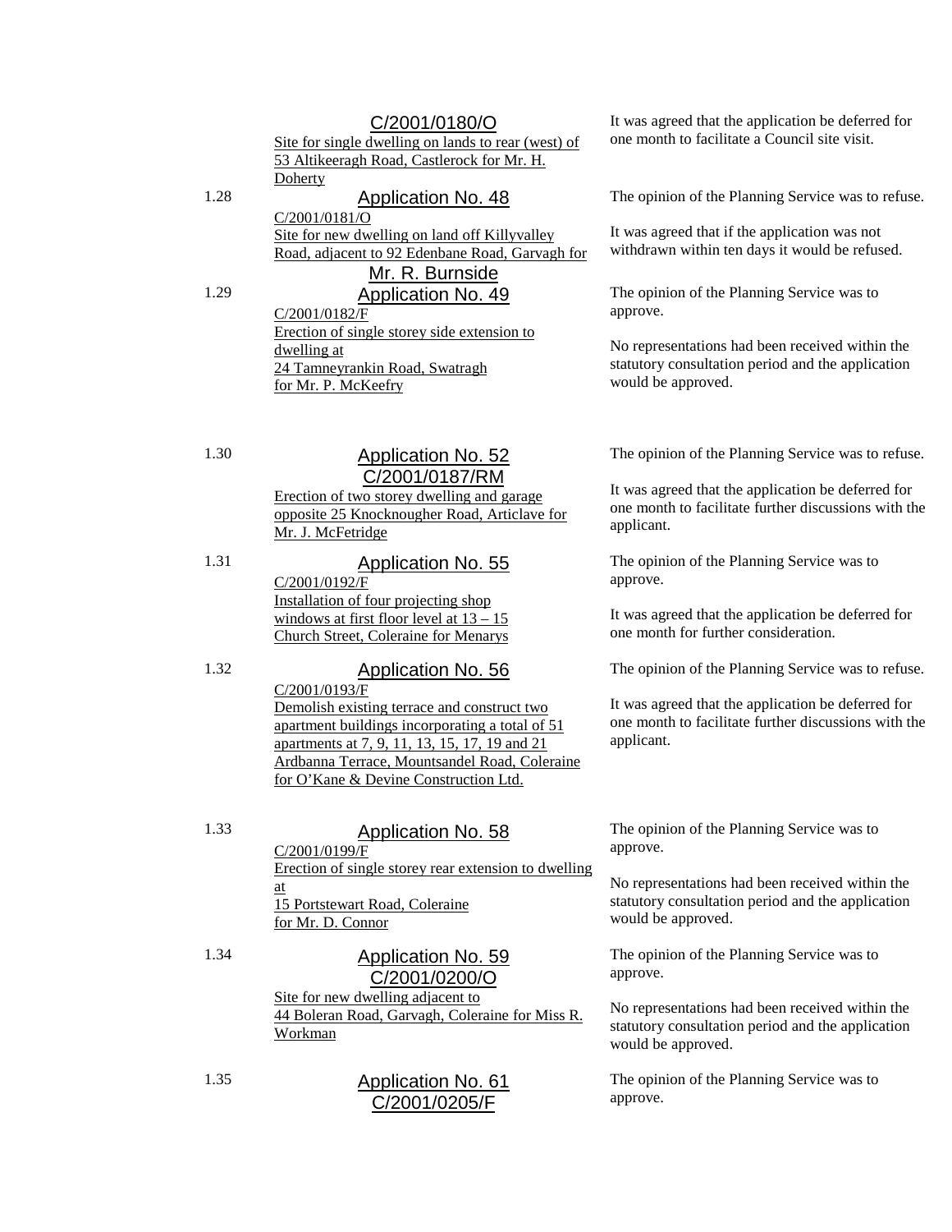| | | |
|---|---|---|
| | C/2001/0180/O<br>Site for single dwelling on lands to rear (west) of 53 Altikeeragh Road, Castlerock for Mr. H. Doherty | It was agreed that the application be deferred for one month to facilitate a Council site visit. |
| 1.28 | Application No. 48<br>C/2001/0181/O<br>Site for new dwelling on land off Killyvalley Road, adjacent to 92 Edenbane Road, Garvagh for Mr. R. Burnside | The opinion of the Planning Service was to refuse.<br><br>It was agreed that if the application was not withdrawn within ten days it would be refused. |
| 1.29 | Application No. 49<br>C/2001/0182/F<br>Erection of single storey side extension to dwelling at 24 Tamneyrankin Road, Swatragh for Mr. P. McKeefry | The opinion of the Planning Service was to approve.<br><br>No representations had been received within the statutory consultation period and the application would be approved. |
| 1.30 | Application No. 52<br>C/2001/0187/RM<br>Erection of two storey dwelling and garage opposite 25 Knocknougher Road, Articlave for Mr. J. McFetridge | The opinion of the Planning Service was to refuse.<br><br>It was agreed that the application be deferred for one month to facilitate further discussions with the applicant. |
| 1.31 | Application No. 55<br>C/2001/0192/F<br>Installation of four projecting shop windows at first floor level at 13 – 15 Church Street, Coleraine for Menarys | The opinion of the Planning Service was to approve.<br><br>It was agreed that the application be deferred for one month for further consideration. |
| 1.32 | Application No. 56<br>C/2001/0193/F<br>Demolish existing terrace and construct two apartment buildings incorporating a total of 51 apartments at 7, 9, 11, 13, 15, 17, 19 and 21 Ardbanna Terrace, Mountsandel Road, Coleraine for O'Kane & Devine Construction Ltd. | The opinion of the Planning Service was to refuse.<br><br>It was agreed that the application be deferred for one month to facilitate further discussions with the applicant. |
| 1.33 | Application No. 58<br>C/2001/0199/F<br>Erection of single storey rear extension to dwelling at 15 Portstewart Road, Coleraine for Mr. D. Connor | The opinion of the Planning Service was to approve.<br><br>No representations had been received within the statutory consultation period and the application would be approved. |
| 1.34 | Application No. 59<br>C/2001/0200/O<br>Site for new dwelling adjacent to 44 Boleran Road, Garvagh, Coleraine for Miss R. Workman | The opinion of the Planning Service was to approve.<br><br>No representations had been received within the statutory consultation period and the application would be approved. |
| 1.35 | Application No. 61<br>C/2001/0205/F | The opinion of the Planning Service was to approve. |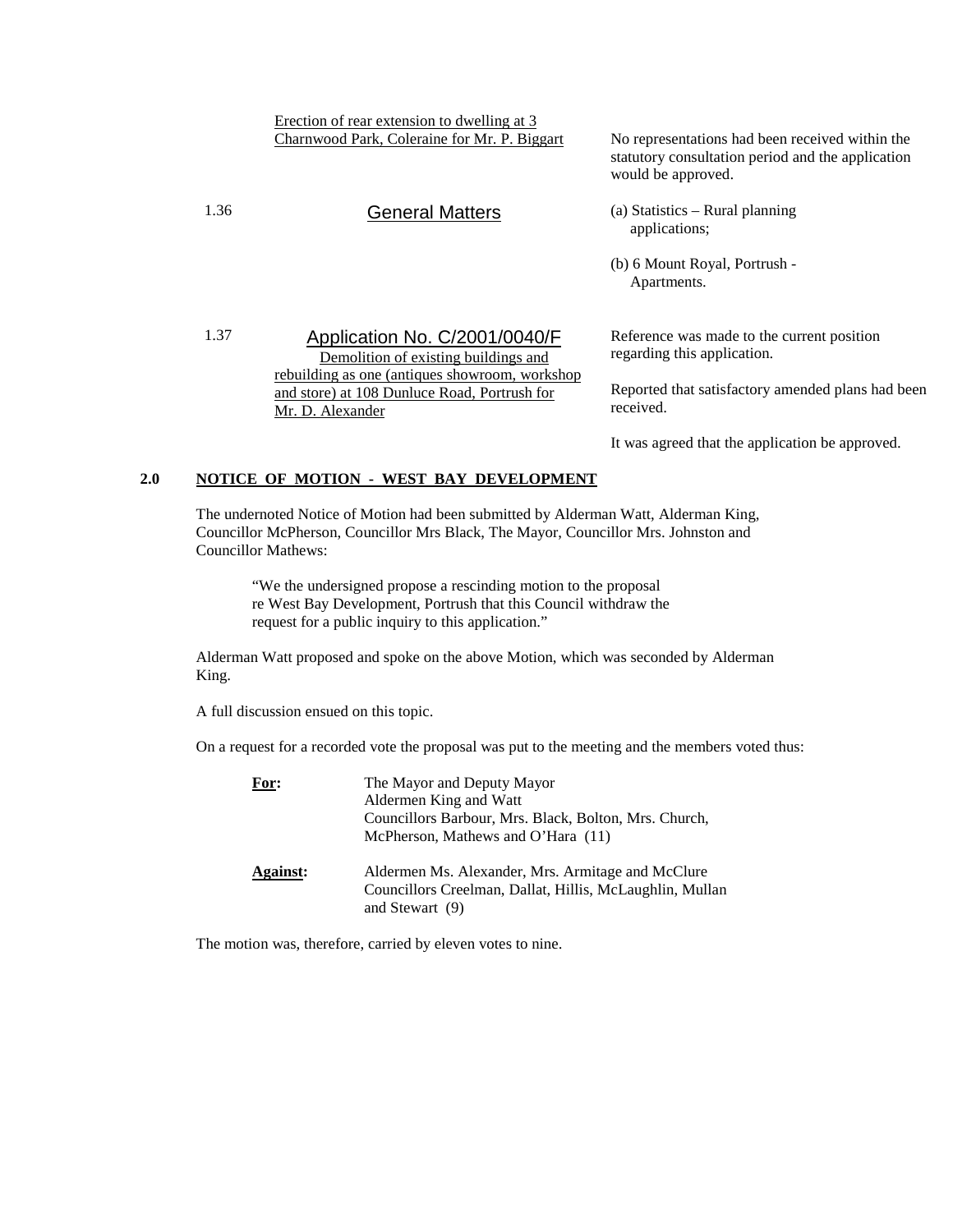| | | |
|---|---|---|
| | Erection of rear extension to dwelling at 3 Charnwood Park, Coleraine for Mr. P. Biggart | No representations had been received within the statutory consultation period and the application would be approved. |
| 1.36 | General Matters | (a) Statistics – Rural planning applications;<br><br>(b) 6 Mount Royal, Portrush - Apartments. |
| 1.37 | Application No. C/2001/0040/F<br>Demolition of existing buildings and rebuilding as one (antiques showroom, workshop and store) at 108 Dunluce Road, Portrush for Mr. D. Alexander | Reference was made to the current position regarding this application.<br><br>Reported that satisfactory amended plans had been received.<br><br>It was agreed that the application be approved. |

## 2.0 NOTICE OF MOTION - WEST BAY DEVELOPMENT

The undernoted Notice of Motion had been submitted by Alderman Watt, Alderman King, Councillor McPherson, Councillor Mrs Black, The Mayor, Councillor Mrs. Johnston and Councillor Mathews:

> "We the undersigned propose a rescinding motion to the proposal re West Bay Development, Portrush that this Council withdraw the request for a public inquiry to this application."

Alderman Watt proposed and spoke on the above Motion, which was seconded by Alderman King.

A full discussion ensued on this topic.

On a request for a recorded vote the proposal was put to the meeting and the members voted thus:

**For:** The Mayor and Deputy Mayor
Aldermen King and Watt
Councillors Barbour, Mrs. Black, Bolton, Mrs. Church, McPherson, Mathews and O'Hara (11)

**Against:** Aldermen Ms. Alexander, Mrs. Armitage and McClure
Councillors Creelman, Dallat, Hillis, McLaughlin, Mullan and Stewart (9)

The motion was, therefore, carried by eleven votes to nine.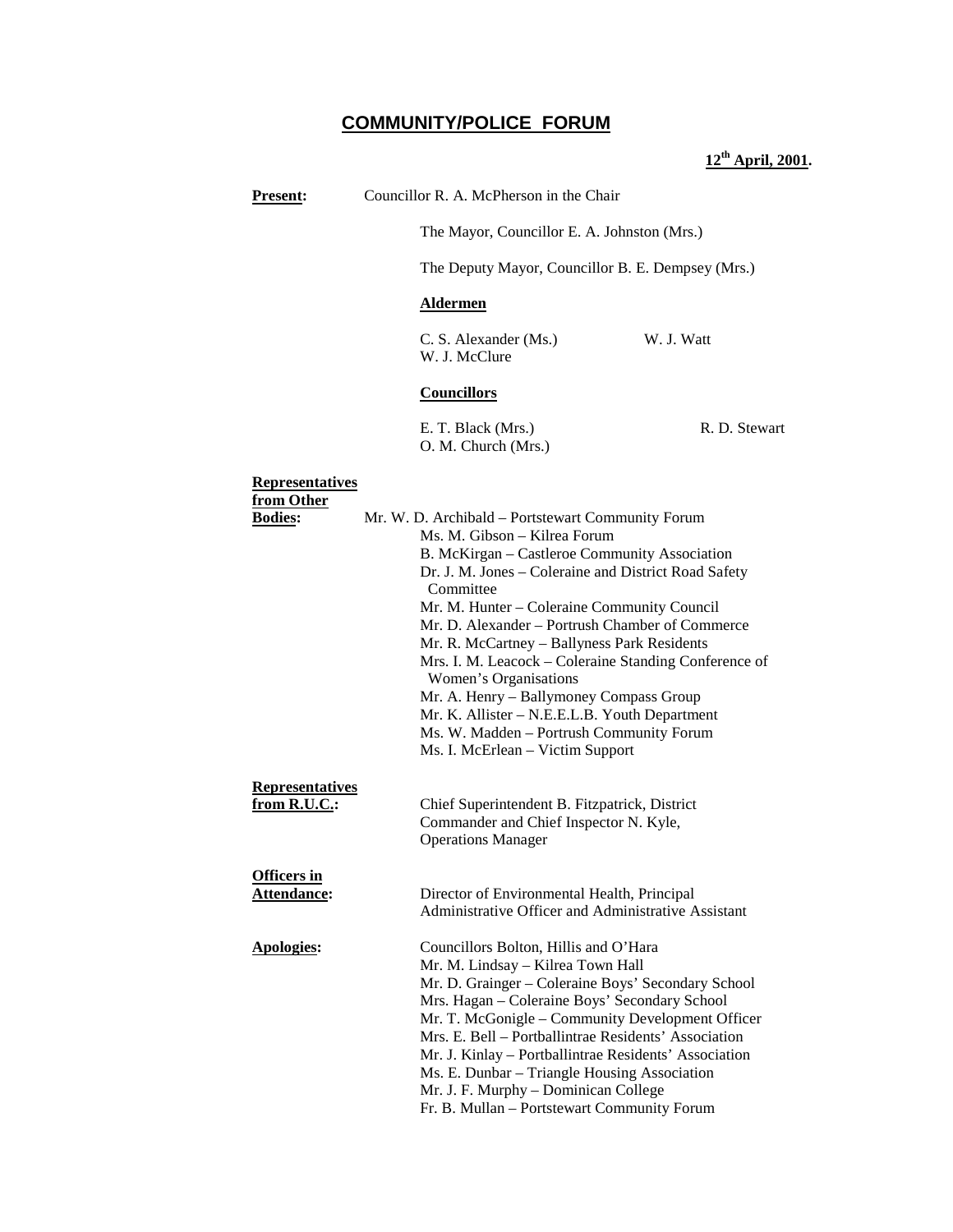# COMMUNITY/POLICE FORUM

**12th April, 2001.**

**Present:** Councillor R. A. McPherson in the Chair

The Mayor, Councillor E. A. Johnston (Mrs.)

The Deputy Mayor, Councillor B. E. Dempsey (Mrs.)

**Aldermen**

C. S. Alexander (Ms.)
W. J. McClure
W. J. Watt

**Councillors**

E. T. Black (Mrs.)
O. M. Church (Mrs.)
R. D. Stewart

**Representatives from Other Bodies:**

Mr. W. D. Archibald – Portstewart Community Forum
Ms. M. Gibson – Kilrea Forum
B. McKirgan – Castleroe Community Association
Dr. J. M. Jones – Coleraine and District Road Safety Committee
Mr. M. Hunter – Coleraine Community Council
Mr. D. Alexander – Portrush Chamber of Commerce
Mr. R. McCartney – Ballyness Park Residents
Mrs. I. M. Leacock – Coleraine Standing Conference of Women's Organisations
Mr. A. Henry – Ballymoney Compass Group
Mr. K. Allister – N.E.E.L.B. Youth Department
Ms. W. Madden – Portrush Community Forum
Ms. I. McErlean – Victim Support

**Representatives from R.U.C.:**

Chief Superintendent B. Fitzpatrick, District Commander and Chief Inspector N. Kyle, Operations Manager

**Officers in Attendance:**

Director of Environmental Health, Principal Administrative Officer and Administrative Assistant

**Apologies:**

Councillors Bolton, Hillis and O'Hara
Mr. M. Lindsay – Kilrea Town Hall
Mr. D. Grainger – Coleraine Boys' Secondary School
Mrs. Hagan – Coleraine Boys' Secondary School
Mr. T. McGonigle – Community Development Officer
Mrs. E. Bell – Portballintrae Residents' Association
Mr. J. Kinlay – Portballintrae Residents' Association
Ms. E. Dunbar – Triangle Housing Association
Mr. J. F. Murphy – Dominican College
Fr. B. Mullan – Portstewart Community Forum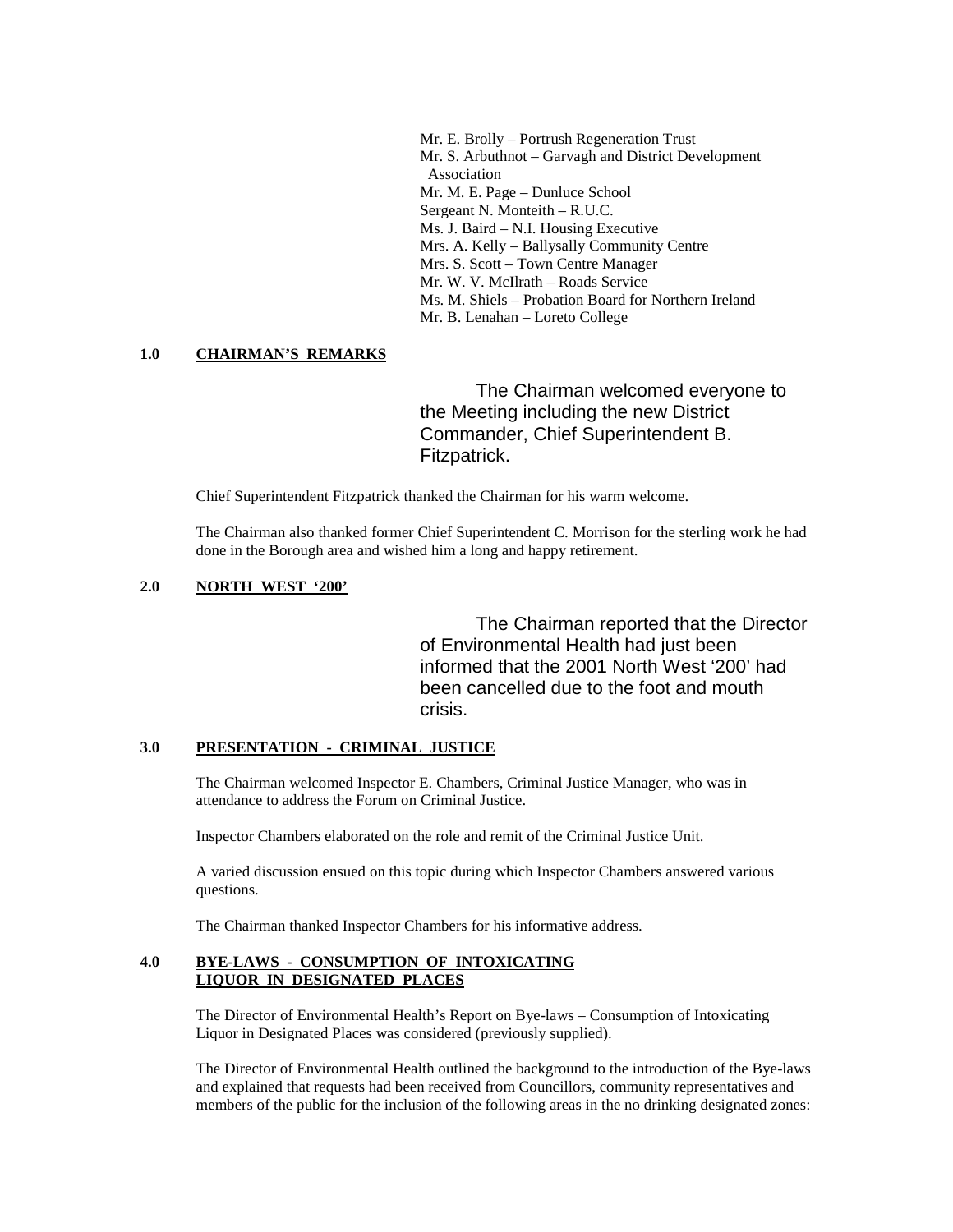Mr. E. Brolly – Portrush Regeneration Trust
Mr. S. Arbuthnot – Garvagh and District Development Association
Mr. M. E. Page – Dunluce School
Sergeant N. Monteith – R.U.C.
Ms. J. Baird – N.I. Housing Executive
Mrs. A. Kelly – Ballysally Community Centre
Mrs. S. Scott – Town Centre Manager
Mr. W. V. McIlrath – Roads Service
Ms. M. Shiels – Probation Board for Northern Ireland
Mr. B. Lenahan – Loreto College

## 1.0 CHAIRMAN'S REMARKS

The Chairman welcomed everyone to the Meeting including the new District Commander, Chief Superintendent B. Fitzpatrick.

Chief Superintendent Fitzpatrick thanked the Chairman for his warm welcome.

The Chairman also thanked former Chief Superintendent C. Morrison for the sterling work he had done in the Borough area and wished him a long and happy retirement.

## 2.0 NORTH WEST '200'

The Chairman reported that the Director of Environmental Health had just been informed that the 2001 North West '200' had been cancelled due to the foot and mouth crisis.

## 3.0 PRESENTATION - CRIMINAL JUSTICE

The Chairman welcomed Inspector E. Chambers, Criminal Justice Manager, who was in attendance to address the Forum on Criminal Justice.

Inspector Chambers elaborated on the role and remit of the Criminal Justice Unit.

A varied discussion ensued on this topic during which Inspector Chambers answered various questions.

The Chairman thanked Inspector Chambers for his informative address.

## 4.0 BYE-LAWS - CONSUMPTION OF INTOXICATING LIQUOR IN DESIGNATED PLACES

The Director of Environmental Health's Report on Bye-laws – Consumption of Intoxicating Liquor in Designated Places was considered (previously supplied).

The Director of Environmental Health outlined the background to the introduction of the Bye-laws and explained that requests had been received from Councillors, community representatives and members of the public for the inclusion of the following areas in the no drinking designated zones: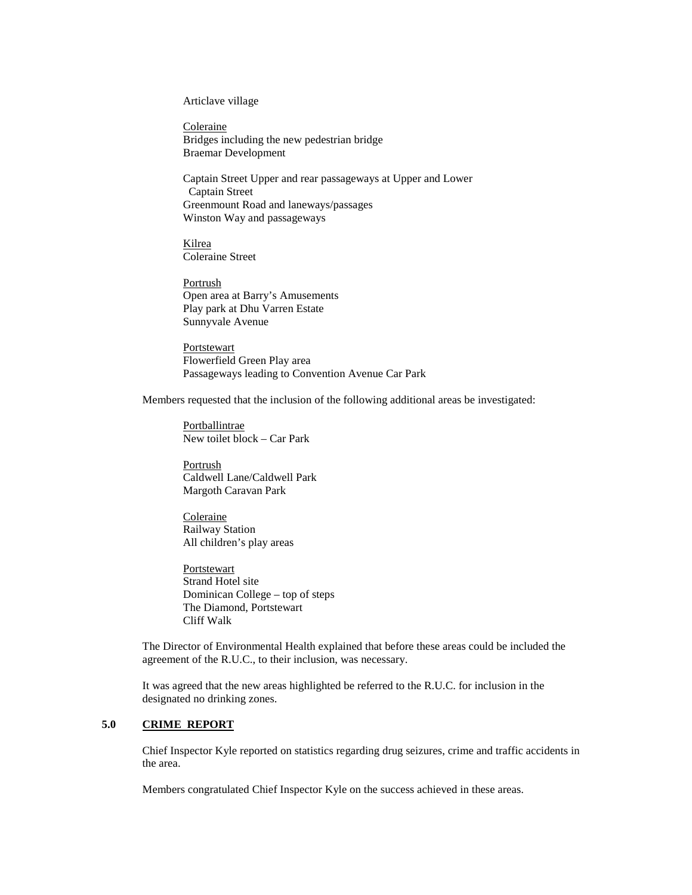Articlave village

<u>Coleraine</u>
Bridges including the new pedestrian bridge
Braemar Development

Captain Street Upper and rear passageways at Upper and Lower Captain Street
Greenmount Road and laneways/passages
Winston Way and passageways

<u>Kilrea</u>
Coleraine Street

<u>Portrush</u>
Open area at Barry's Amusements
Play park at Dhu Varren Estate
Sunnyvale Avenue

<u>Portstewart</u>
Flowerfield Green Play area
Passageways leading to Convention Avenue Car Park

Members requested that the inclusion of the following additional areas be investigated:

<u>Portballintrae</u>
New toilet block – Car Park

<u>Portrush</u>
Caldwell Lane/Caldwell Park
Margoth Caravan Park

<u>Coleraine</u>
Railway Station
All children's play areas

<u>Portstewart</u>
Strand Hotel site
Dominican College – top of steps
The Diamond, Portstewart
Cliff Walk

The Director of Environmental Health explained that before these areas could be included the agreement of the R.U.C., to their inclusion, was necessary.

It was agreed that the new areas highlighted be referred to the R.U.C. for inclusion in the designated no drinking zones.

## 5.0 CRIME REPORT

Chief Inspector Kyle reported on statistics regarding drug seizures, crime and traffic accidents in the area.

Members congratulated Chief Inspector Kyle on the success achieved in these areas.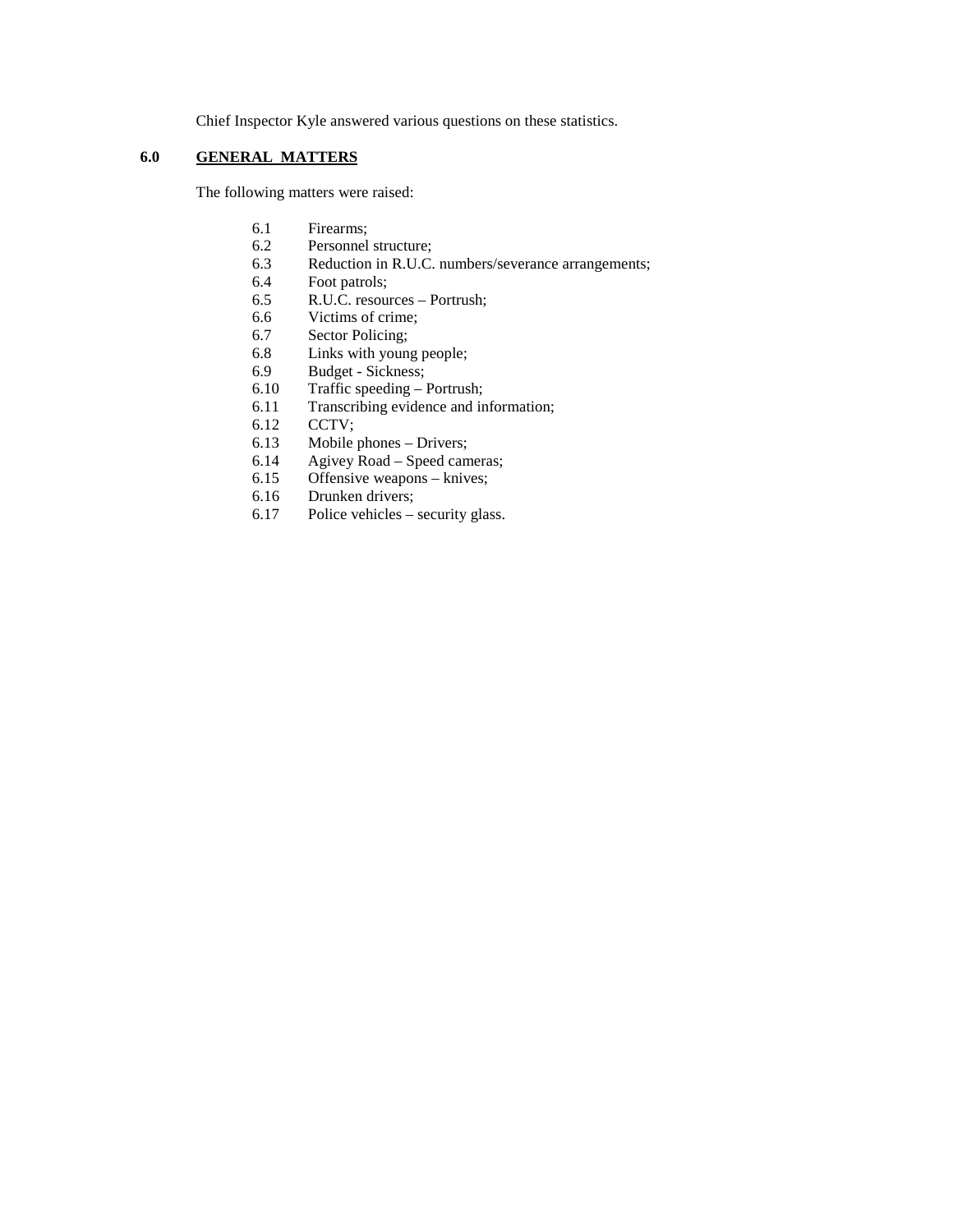Chief Inspector Kyle answered various questions on these statistics.

## 6.0 GENERAL MATTERS

The following matters were raised:

- 6.1 Firearms;
- 6.2 Personnel structure;
- 6.3 Reduction in R.U.C. numbers/severance arrangements;
- 6.4 Foot patrols;
- 6.5 R.U.C. resources – Portrush;
- 6.6 Victims of crime;
- 6.7 Sector Policing;
- 6.8 Links with young people;
- 6.9 Budget - Sickness;
- 6.10 Traffic speeding – Portrush;
- 6.11 Transcribing evidence and information;
- 6.12 CCTV;
- 6.13 Mobile phones – Drivers;
- 6.14 Agivey Road – Speed cameras;
- 6.15 Offensive weapons – knives;
- 6.16 Drunken drivers;
- 6.17 Police vehicles – security glass.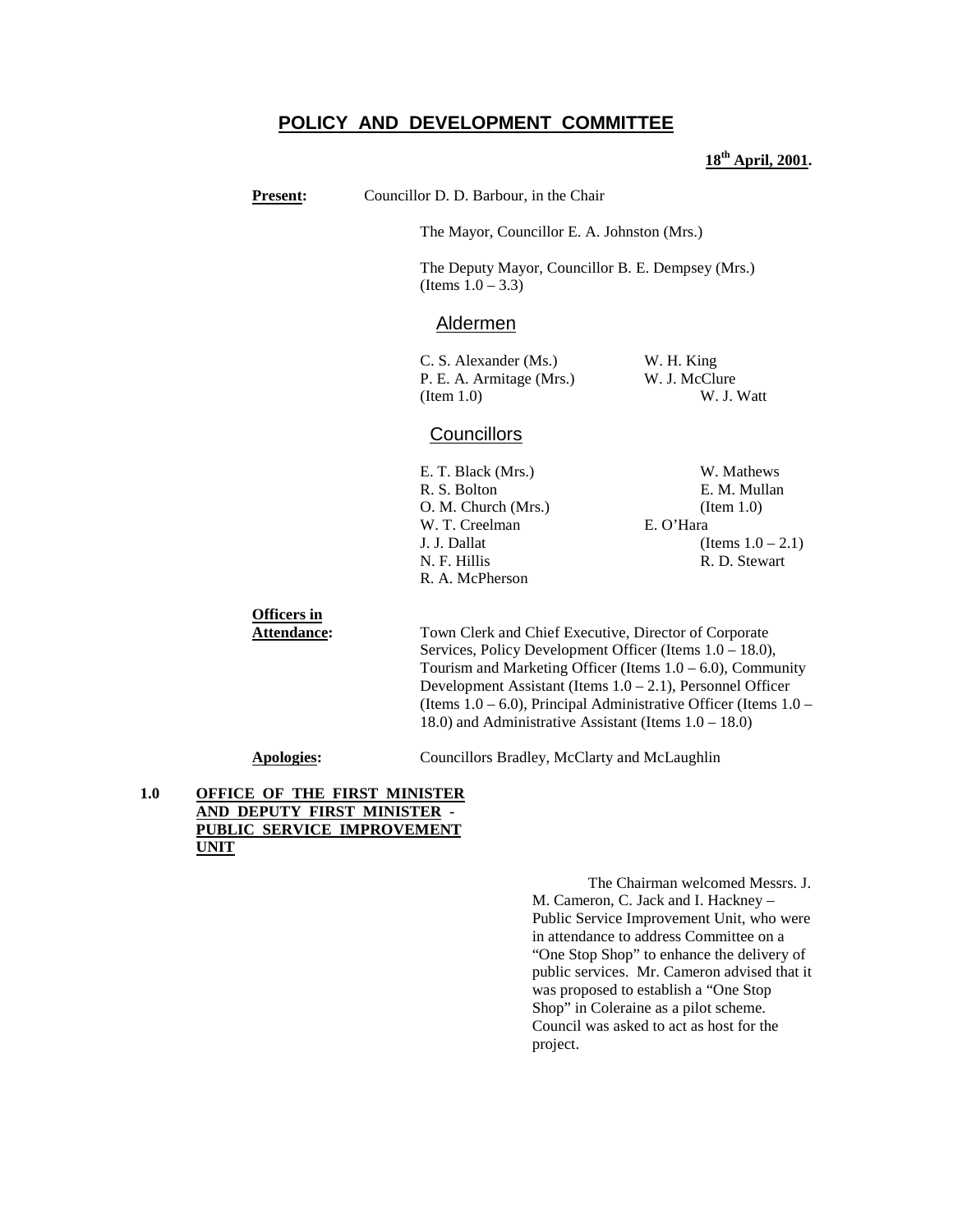# POLICY AND DEVELOPMENT COMMITTEE

**18th April, 2001.**

**Present:** Councillor D. D. Barbour, in the Chair

The Mayor, Councillor E. A. Johnston (Mrs.)

The Deputy Mayor, Councillor B. E. Dempsey (Mrs.) (Items 1.0 – 3.3)

## Aldermen

C. S. Alexander (Ms.)
P. E. A. Armitage (Mrs.) (Item 1.0)
W. H. King
W. J. McClure
W. J. Watt

## Councillors

E. T. Black (Mrs.)
R. S. Bolton
O. M. Church (Mrs.)
W. T. Creelman
J. J. Dallat
N. F. Hillis
R. A. McPherson
W. Mathews
E. M. Mullan (Item 1.0)
E. O'Hara (Items 1.0 – 2.1)
R. D. Stewart

**Officers in Attendance:** Town Clerk and Chief Executive, Director of Corporate Services, Policy Development Officer (Items 1.0 – 18.0), Tourism and Marketing Officer (Items 1.0 – 6.0), Community Development Assistant (Items 1.0 – 2.1), Personnel Officer (Items 1.0 – 6.0), Principal Administrative Officer (Items 1.0 – 18.0) and Administrative Assistant (Items 1.0 – 18.0)

**Apologies:** Councillors Bradley, McClarty and McLaughlin

**1.0 OFFICE OF THE FIRST MINISTER AND DEPUTY FIRST MINISTER - PUBLIC SERVICE IMPROVEMENT UNIT**

The Chairman welcomed Messrs. J. M. Cameron, C. Jack and I. Hackney – Public Service Improvement Unit, who were in attendance to address Committee on a "One Stop Shop" to enhance the delivery of public services. Mr. Cameron advised that it was proposed to establish a "One Stop Shop" in Coleraine as a pilot scheme. Council was asked to act as host for the project.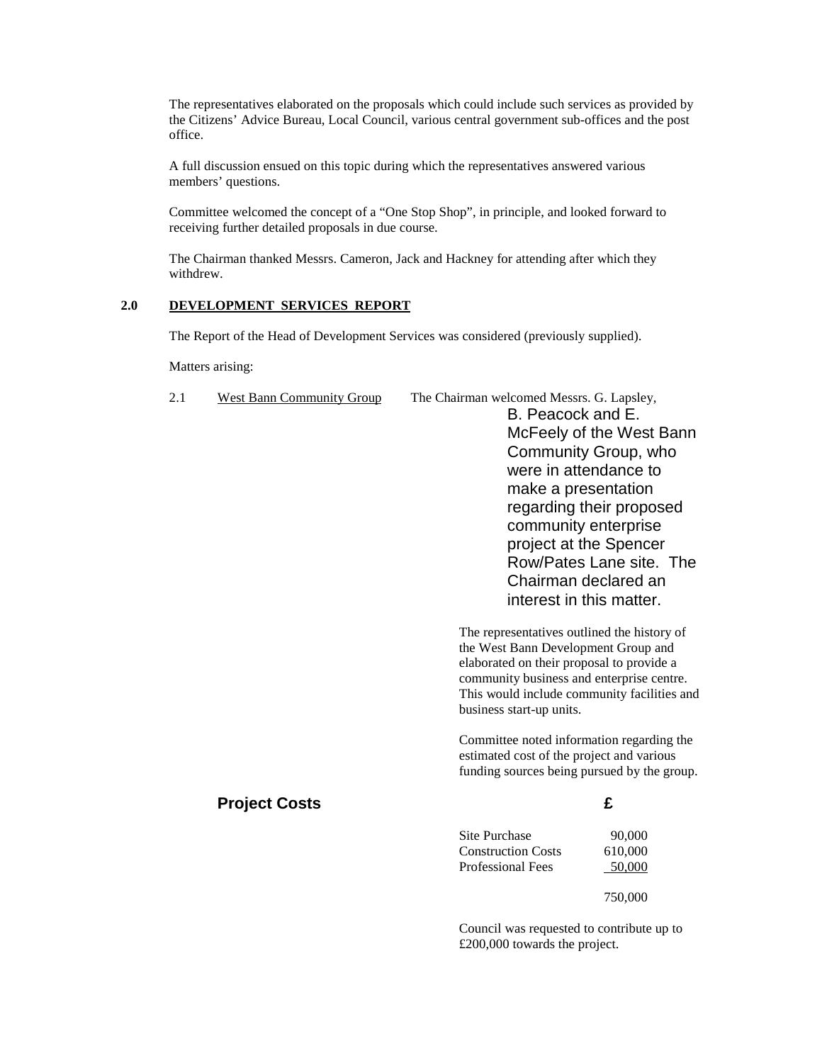The representatives elaborated on the proposals which could include such services as provided by the Citizens' Advice Bureau, Local Council, various central government sub-offices and the post office.

A full discussion ensued on this topic during which the representatives answered various members' questions.

Committee welcomed the concept of a "One Stop Shop", in principle, and looked forward to receiving further detailed proposals in due course.

The Chairman thanked Messrs. Cameron, Jack and Hackney for attending after which they withdrew.

## 2.0 DEVELOPMENT SERVICES REPORT

The Report of the Head of Development Services was considered (previously supplied).

Matters arising:

2.1 West Bann Community Group

The Chairman welcomed Messrs. G. Lapsley, B. Peacock and E. McFeely of the West Bann Community Group, who were in attendance to make a presentation regarding their proposed community enterprise project at the Spencer Row/Pates Lane site. The Chairman declared an interest in this matter.

The representatives outlined the history of the West Bann Development Group and elaborated on their proposal to provide a community business and enterprise centre. This would include community facilities and business start-up units.

Committee noted information regarding the estimated cost of the project and various funding sources being pursued by the group.

| **Project Costs** | **£** |
|---|---|
| Site Purchase | 90,000 |
| Construction Costs | 610,000 |
| Professional Fees | 50,000 |
| | 750,000 |

Council was requested to contribute up to £200,000 towards the project.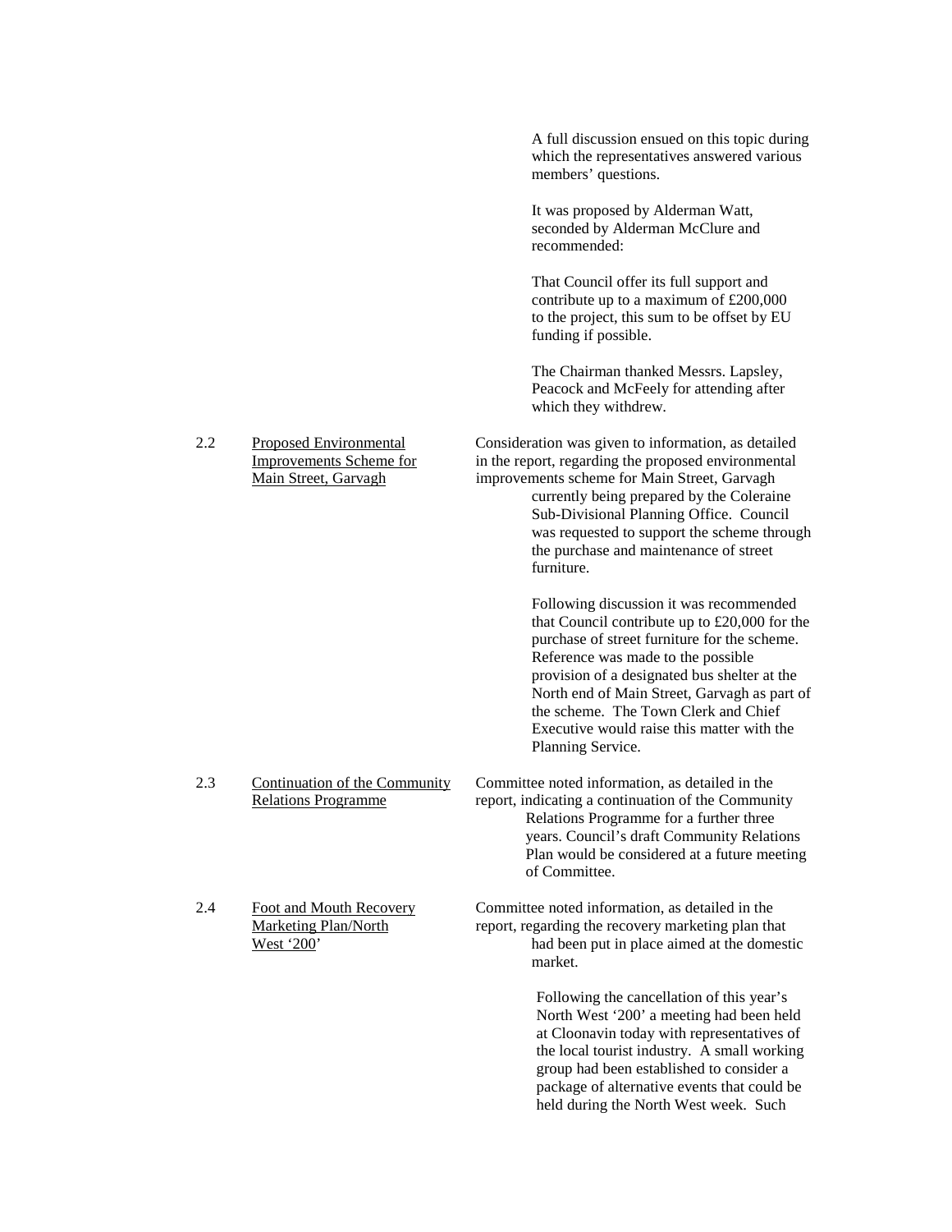A full discussion ensued on this topic during which the representatives answered various members' questions.

It was proposed by Alderman Watt, seconded by Alderman McClure and recommended:

That Council offer its full support and contribute up to a maximum of £200,000 to the project, this sum to be offset by EU funding if possible.

The Chairman thanked Messrs. Lapsley, Peacock and McFeely for attending after which they withdrew.

2.2 Proposed Environmental Improvements Scheme for Main Street, Garvagh

Consideration was given to information, as detailed in the report, regarding the proposed environmental improvements scheme for Main Street, Garvagh currently being prepared by the Coleraine Sub-Divisional Planning Office. Council was requested to support the scheme through the purchase and maintenance of street furniture.

Following discussion it was recommended that Council contribute up to £20,000 for the purchase of street furniture for the scheme. Reference was made to the possible provision of a designated bus shelter at the North end of Main Street, Garvagh as part of the scheme. The Town Clerk and Chief Executive would raise this matter with the Planning Service.

2.3 Continuation of the Community Relations Programme

Committee noted information, as detailed in the report, indicating a continuation of the Community Relations Programme for a further three years. Council's draft Community Relations Plan would be considered at a future meeting of Committee.

2.4 Foot and Mouth Recovery Marketing Plan/North West '200'

Committee noted information, as detailed in the report, regarding the recovery marketing plan that had been put in place aimed at the domestic market.

Following the cancellation of this year's North West '200' a meeting had been held at Cloonavin today with representatives of the local tourist industry. A small working group had been established to consider a package of alternative events that could be held during the North West week. Such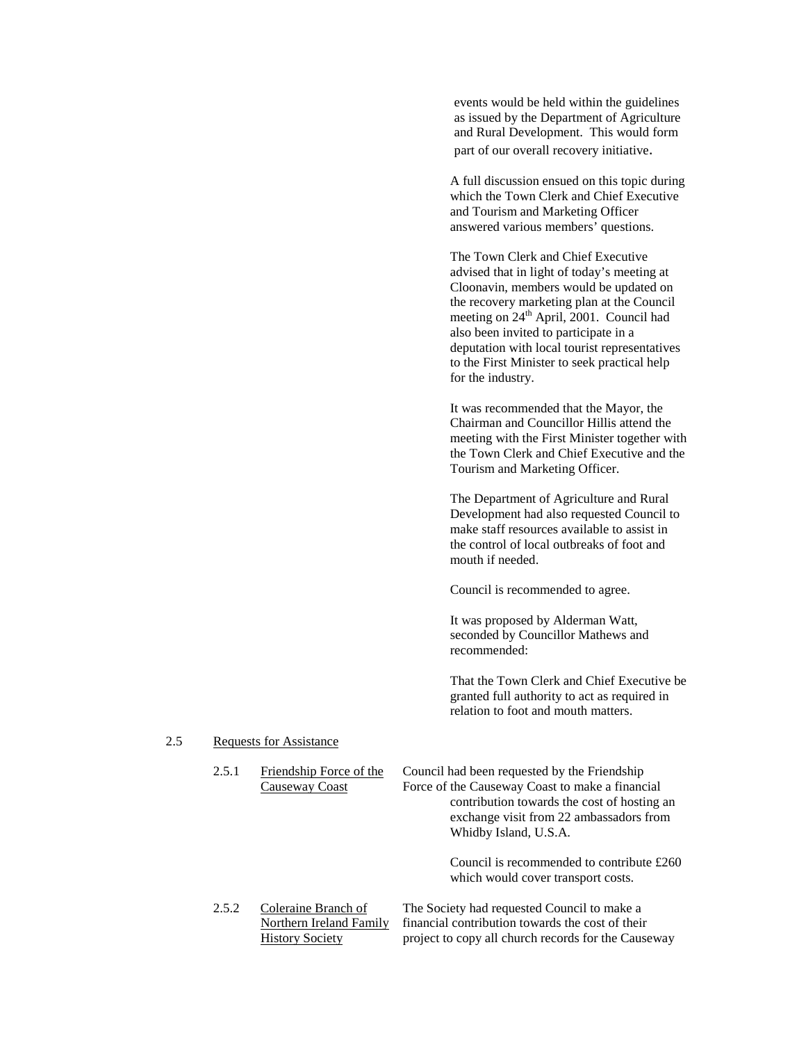events would be held within the guidelines as issued by the Department of Agriculture and Rural Development. This would form part of our overall recovery initiative.

A full discussion ensued on this topic during which the Town Clerk and Chief Executive and Tourism and Marketing Officer answered various members' questions.

The Town Clerk and Chief Executive advised that in light of today's meeting at Cloonavin, members would be updated on the recovery marketing plan at the Council meeting on 24th April, 2001. Council had also been invited to participate in a deputation with local tourist representatives to the First Minister to seek practical help for the industry.

It was recommended that the Mayor, the Chairman and Councillor Hillis attend the meeting with the First Minister together with the Town Clerk and Chief Executive and the Tourism and Marketing Officer.

The Department of Agriculture and Rural Development had also requested Council to make staff resources available to assist in the control of local outbreaks of foot and mouth if needed.

Council is recommended to agree.

It was proposed by Alderman Watt, seconded by Councillor Mathews and recommended:

That the Town Clerk and Chief Executive be granted full authority to act as required in relation to foot and mouth matters.

2.5 Requests for Assistance

2.5.1 Friendship Force of the Causeway Coast

Council had been requested by the Friendship Force of the Causeway Coast to make a financial contribution towards the cost of hosting an exchange visit from 22 ambassadors from Whidby Island, U.S.A.

Council is recommended to contribute £260 which would cover transport costs.

2.5.2 Coleraine Branch of Northern Ireland Family History Society

The Society had requested Council to make a financial contribution towards the cost of their project to copy all church records for the Causeway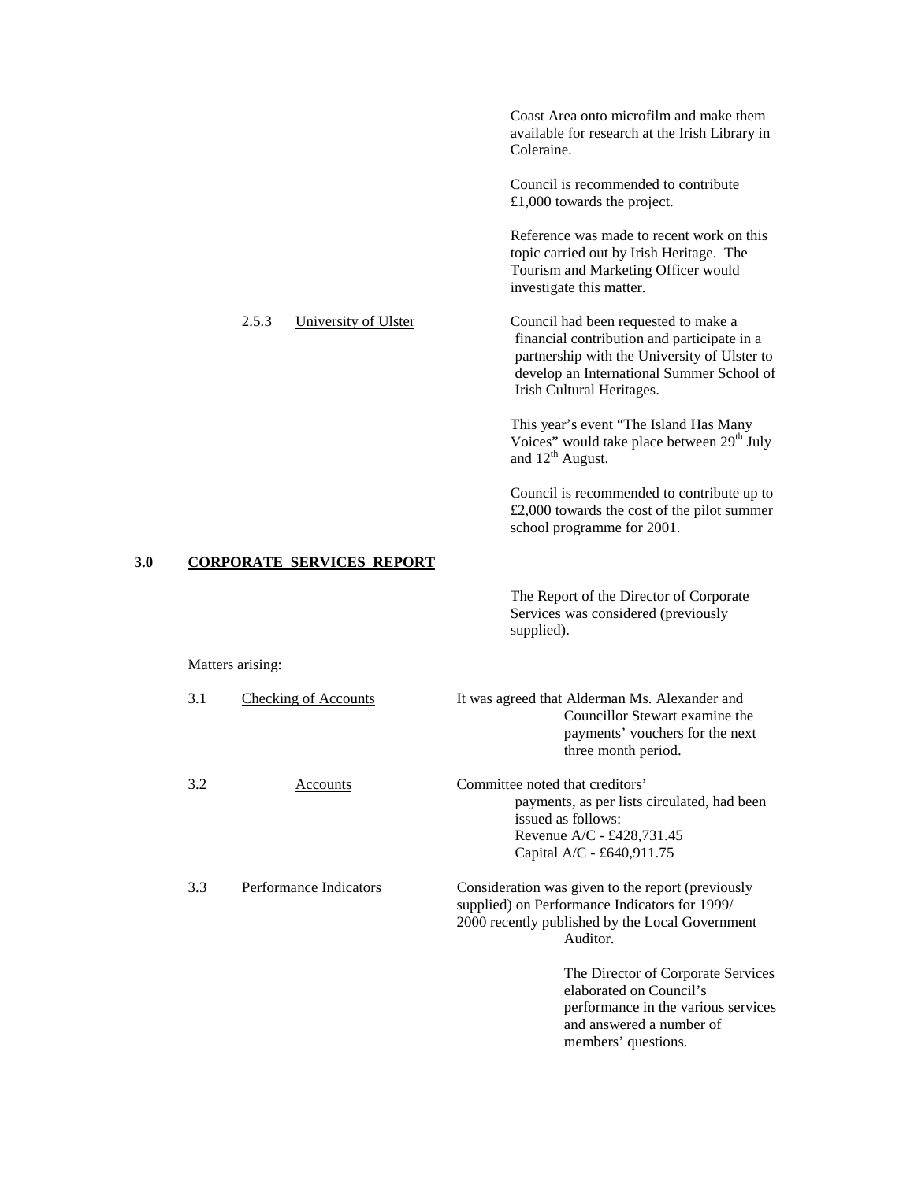Coast Area onto microfilm and make them available for research at the Irish Library in Coleraine.

Council is recommended to contribute £1,000 towards the project.

Reference was made to recent work on this topic carried out by Irish Heritage. The Tourism and Marketing Officer would investigate this matter.

2.5.3 University of Ulster

Council had been requested to make a financial contribution and participate in a partnership with the University of Ulster to develop an International Summer School of Irish Cultural Heritages.

This year's event "The Island Has Many Voices" would take place between 29th July and 12th August.

Council is recommended to contribute up to £2,000 towards the cost of the pilot summer school programme for 2001.

## 3.0 CORPORATE SERVICES REPORT

The Report of the Director of Corporate Services was considered (previously supplied).

Matters arising:

3.1 Checking of Accounts

It was agreed that Alderman Ms. Alexander and Councillor Stewart examine the payments' vouchers for the next three month period.

3.2 Accounts

Committee noted that creditors' payments, as per lists circulated, had been issued as follows:
Revenue A/C - £428,731.45
Capital A/C - £640,911.75

3.3 Performance Indicators

Consideration was given to the report (previously supplied) on Performance Indicators for 1999/2000 recently published by the Local Government Auditor.

The Director of Corporate Services elaborated on Council's performance in the various services and answered a number of members' questions.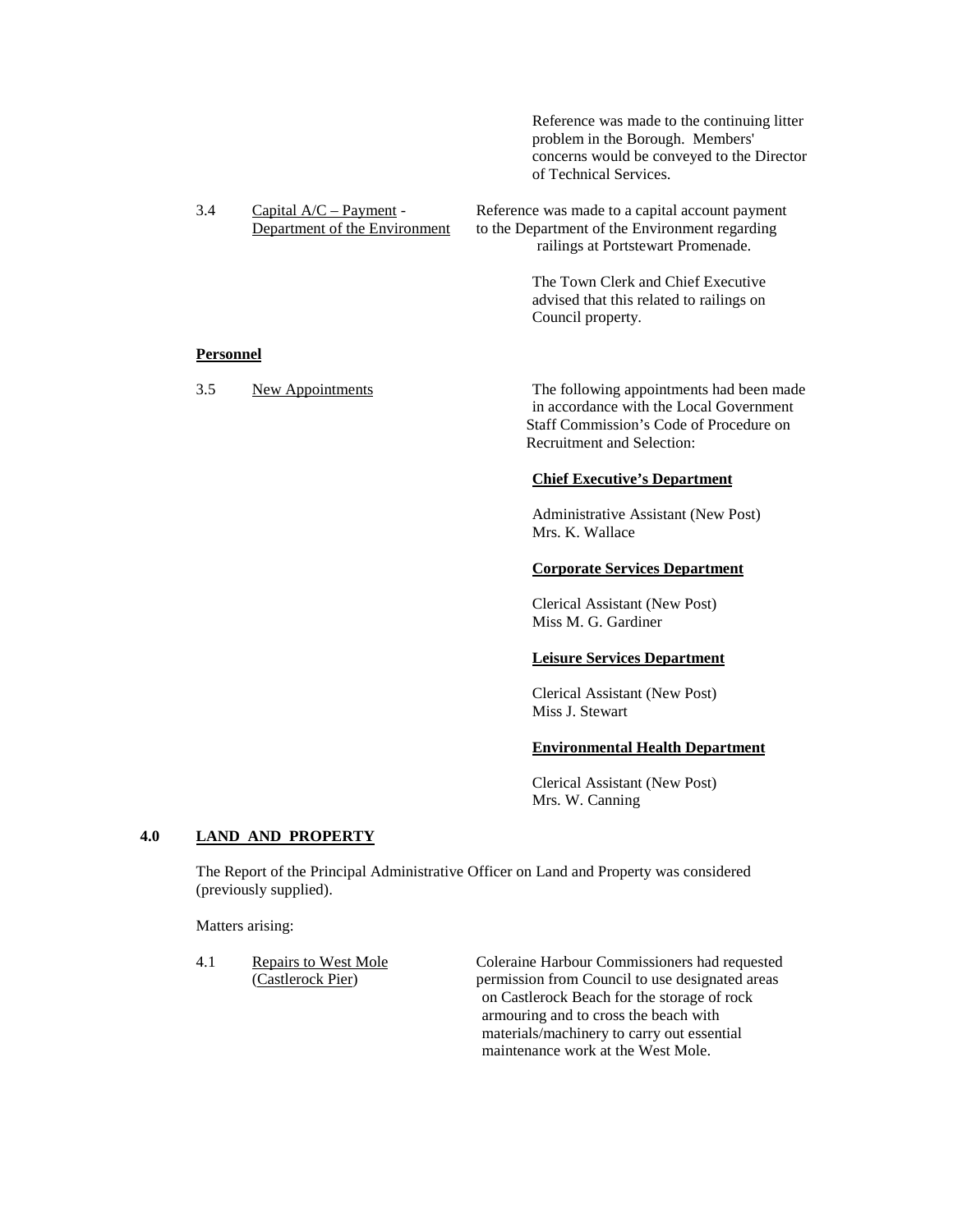Reference was made to the continuing litter problem in the Borough. Members' concerns would be conveyed to the Director of Technical Services.

3.4 Capital A/C – Payment - Department of the Environment

Reference was made to a capital account payment to the Department of the Environment regarding railings at Portstewart Promenade.

The Town Clerk and Chief Executive advised that this related to railings on Council property.

**Personnel**

3.5 New Appointments

The following appointments had been made in accordance with the Local Government Staff Commission's Code of Procedure on Recruitment and Selection:

**Chief Executive's Department**

Administrative Assistant (New Post)
Mrs. K. Wallace

**Corporate Services Department**

Clerical Assistant (New Post)
Miss M. G. Gardiner

**Leisure Services Department**

Clerical Assistant (New Post)
Miss J. Stewart

**Environmental Health Department**

Clerical Assistant (New Post)
Mrs. W. Canning

## 4.0 LAND AND PROPERTY

The Report of the Principal Administrative Officer on Land and Property was considered (previously supplied).

Matters arising:

4.1 Repairs to West Mole (Castlerock Pier)

Coleraine Harbour Commissioners had requested permission from Council to use designated areas on Castlerock Beach for the storage of rock armouring and to cross the beach with materials/machinery to carry out essential maintenance work at the West Mole.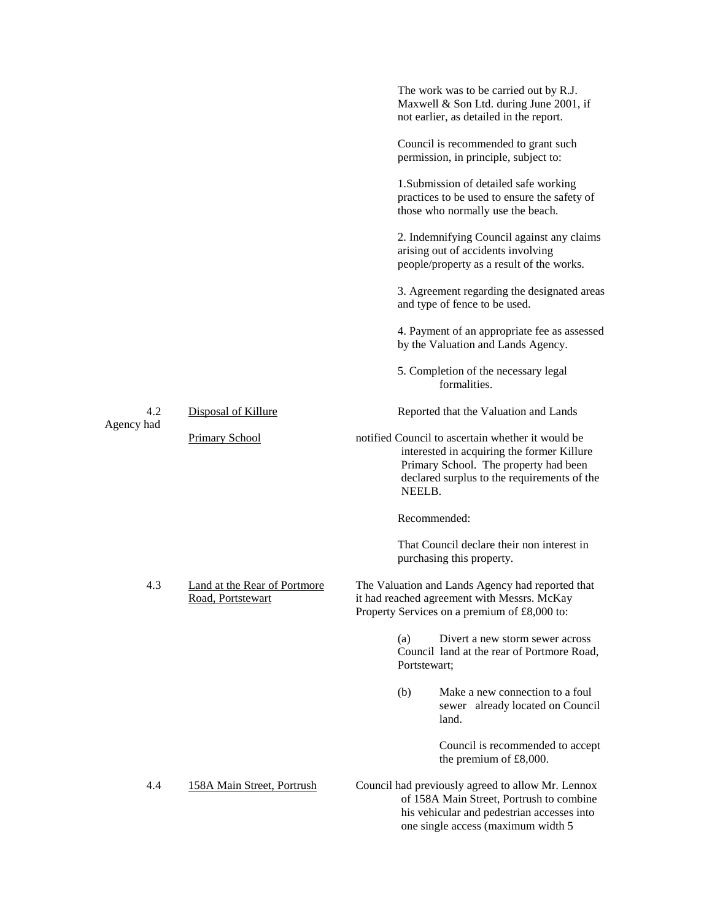The work was to be carried out by R.J. Maxwell & Son Ltd. during June 2001, if not earlier, as detailed in the report.

Council is recommended to grant such permission, in principle, subject to:

1.Submission of detailed safe working practices to be used to ensure the safety of those who normally use the beach.

2. Indemnifying Council against any claims arising out of accidents involving people/property as a result of the works.

3. Agreement regarding the designated areas and type of fence to be used.

4. Payment of an appropriate fee as assessed by the Valuation and Lands Agency.

5. Completion of the necessary legal formalities.

4.2 Disposal of Killure Primary School

Reported that the Valuation and Lands Agency had notified Council to ascertain whether it would be interested in acquiring the former Killure Primary School. The property had been declared surplus to the requirements of the NEELB.

Recommended:

That Council declare their non interest in purchasing this property.

4.3 Land at the Rear of Portmore Road, Portstewart

The Valuation and Lands Agency had reported that it had reached agreement with Messrs. McKay Property Services on a premium of £8,000 to:

(a) Divert a new storm sewer across Council land at the rear of Portmore Road, Portstewart;

(b) Make a new connection to a foul sewer already located on Council land.

Council is recommended to accept the premium of £8,000.

4.4 158A Main Street, Portrush

Council had previously agreed to allow Mr. Lennox of 158A Main Street, Portrush to combine his vehicular and pedestrian accesses into one single access (maximum width 5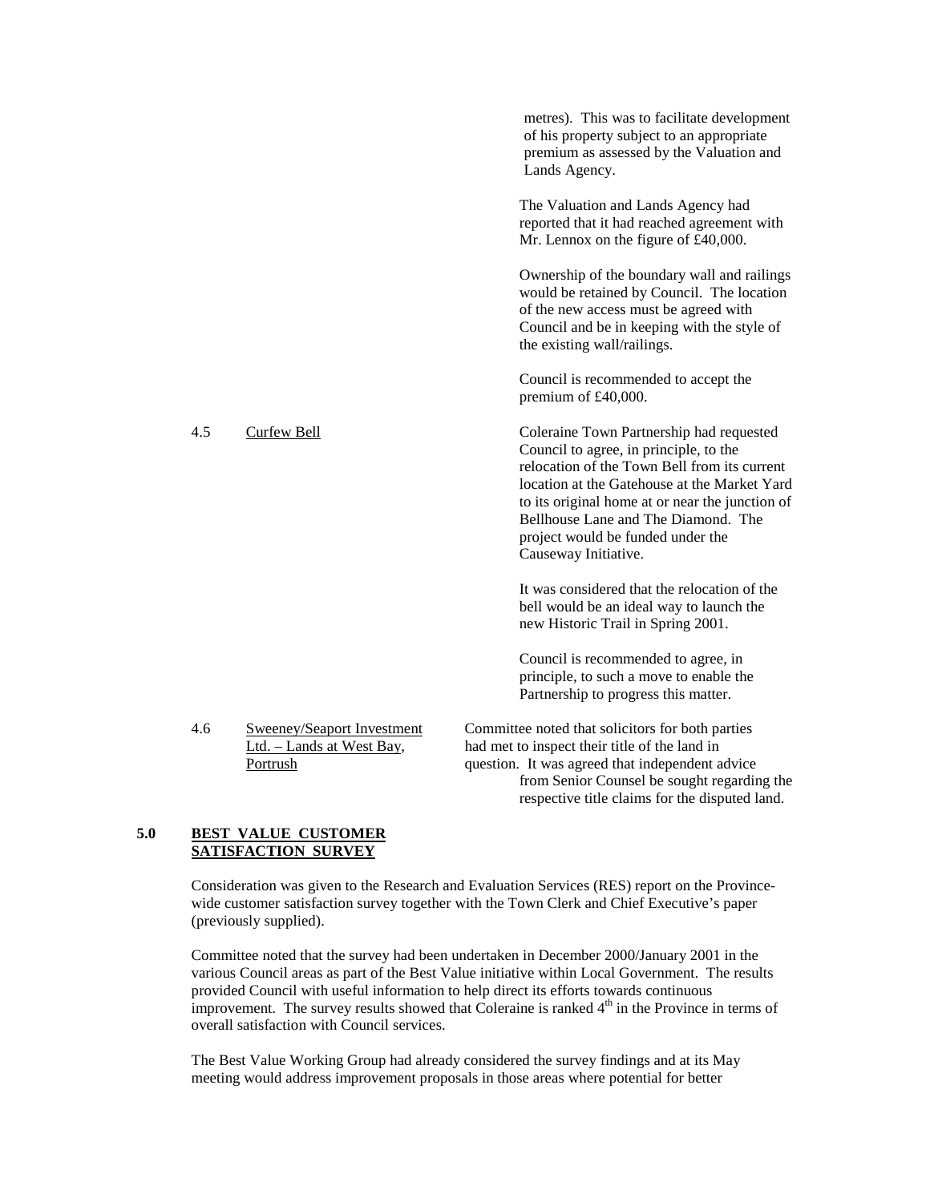metres). This was to facilitate development of his property subject to an appropriate premium as assessed by the Valuation and Lands Agency.

The Valuation and Lands Agency had reported that it had reached agreement with Mr. Lennox on the figure of £40,000.

Ownership of the boundary wall and railings would be retained by Council. The location of the new access must be agreed with Council and be in keeping with the style of the existing wall/railings.

Council is recommended to accept the premium of £40,000.

4.5 Curfew Bell

Coleraine Town Partnership had requested Council to agree, in principle, to the relocation of the Town Bell from its current location at the Gatehouse at the Market Yard to its original home at or near the junction of Bellhouse Lane and The Diamond. The project would be funded under the Causeway Initiative.

It was considered that the relocation of the bell would be an ideal way to launch the new Historic Trail in Spring 2001.

Council is recommended to agree, in principle, to such a move to enable the Partnership to progress this matter.

4.6 Sweeney/Seaport Investment Ltd. – Lands at West Bay, Portrush

Committee noted that solicitors for both parties had met to inspect their title of the land in question. It was agreed that independent advice from Senior Counsel be sought regarding the respective title claims for the disputed land.

## 5.0 BEST VALUE CUSTOMER SATISFACTION SURVEY

Consideration was given to the Research and Evaluation Services (RES) report on the Province-wide customer satisfaction survey together with the Town Clerk and Chief Executive's paper (previously supplied).

Committee noted that the survey had been undertaken in December 2000/January 2001 in the various Council areas as part of the Best Value initiative within Local Government. The results provided Council with useful information to help direct its efforts towards continuous improvement. The survey results showed that Coleraine is ranked 4th in the Province in terms of overall satisfaction with Council services.

The Best Value Working Group had already considered the survey findings and at its May meeting would address improvement proposals in those areas where potential for better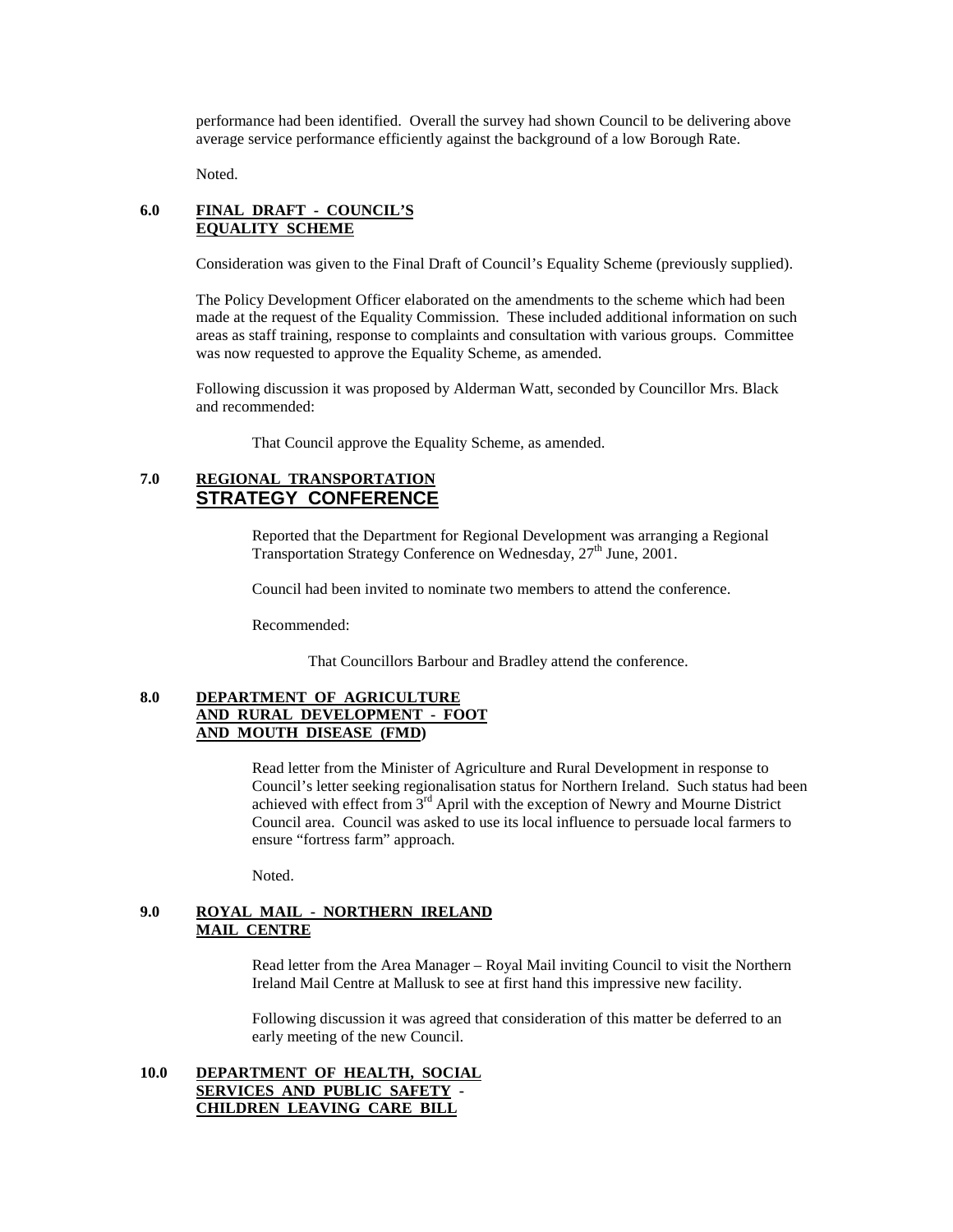performance had been identified. Overall the survey had shown Council to be delivering above average service performance efficiently against the background of a low Borough Rate.

Noted.

## 6.0 FINAL DRAFT - COUNCIL'S EQUALITY SCHEME

Consideration was given to the Final Draft of Council's Equality Scheme (previously supplied).

The Policy Development Officer elaborated on the amendments to the scheme which had been made at the request of the Equality Commission. These included additional information on such areas as staff training, response to complaints and consultation with various groups. Committee was now requested to approve the Equality Scheme, as amended.

Following discussion it was proposed by Alderman Watt, seconded by Councillor Mrs. Black and recommended:

That Council approve the Equality Scheme, as amended.

## 7.0 REGIONAL TRANSPORTATION STRATEGY CONFERENCE

Reported that the Department for Regional Development was arranging a Regional Transportation Strategy Conference on Wednesday, 27th June, 2001.

Council had been invited to nominate two members to attend the conference.

Recommended:

That Councillors Barbour and Bradley attend the conference.

## 8.0 DEPARTMENT OF AGRICULTURE AND RURAL DEVELOPMENT - FOOT AND MOUTH DISEASE (FMD)

Read letter from the Minister of Agriculture and Rural Development in response to Council's letter seeking regionalisation status for Northern Ireland. Such status had been achieved with effect from 3rd April with the exception of Newry and Mourne District Council area. Council was asked to use its local influence to persuade local farmers to ensure "fortress farm" approach.

Noted.

## 9.0 ROYAL MAIL - NORTHERN IRELAND MAIL CENTRE

Read letter from the Area Manager – Royal Mail inviting Council to visit the Northern Ireland Mail Centre at Mallusk to see at first hand this impressive new facility.

Following discussion it was agreed that consideration of this matter be deferred to an early meeting of the new Council.

## 10.0 DEPARTMENT OF HEALTH, SOCIAL SERVICES AND PUBLIC SAFETY - CHILDREN LEAVING CARE BILL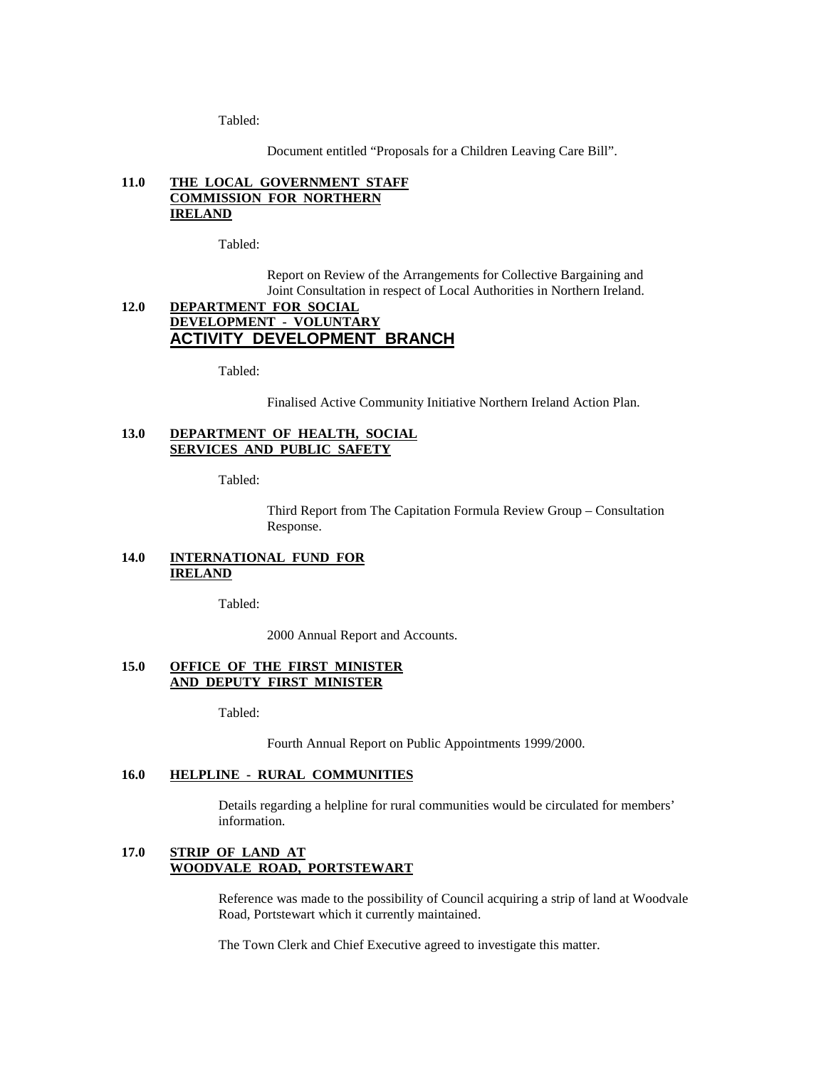Tabled:

Document entitled “Proposals for a Children Leaving Care Bill”.

### 11.0 THE LOCAL GOVERNMENT STAFF COMMISSION FOR NORTHERN IRELAND

Tabled:

Report on Review of the Arrangements for Collective Bargaining and Joint Consultation in respect of Local Authorities in Northern Ireland.

### 12.0 DEPARTMENT FOR SOCIAL DEVELOPMENT - VOLUNTARY ACTIVITY DEVELOPMENT BRANCH

Tabled:

Finalised Active Community Initiative Northern Ireland Action Plan.

### 13.0 DEPARTMENT OF HEALTH, SOCIAL SERVICES AND PUBLIC SAFETY

Tabled:

Third Report from The Capitation Formula Review Group – Consultation Response.

### 14.0 INTERNATIONAL FUND FOR IRELAND

Tabled:

2000 Annual Report and Accounts.

### 15.0 OFFICE OF THE FIRST MINISTER AND DEPUTY FIRST MINISTER

Tabled:

Fourth Annual Report on Public Appointments 1999/2000.

### 16.0 HELPLINE - RURAL COMMUNITIES

Details regarding a helpline for rural communities would be circulated for members' information.

### 17.0 STRIP OF LAND AT WOODVALE ROAD, PORTSTEWART

Reference was made to the possibility of Council acquiring a strip of land at Woodvale Road, Portstewart which it currently maintained.

The Town Clerk and Chief Executive agreed to investigate this matter.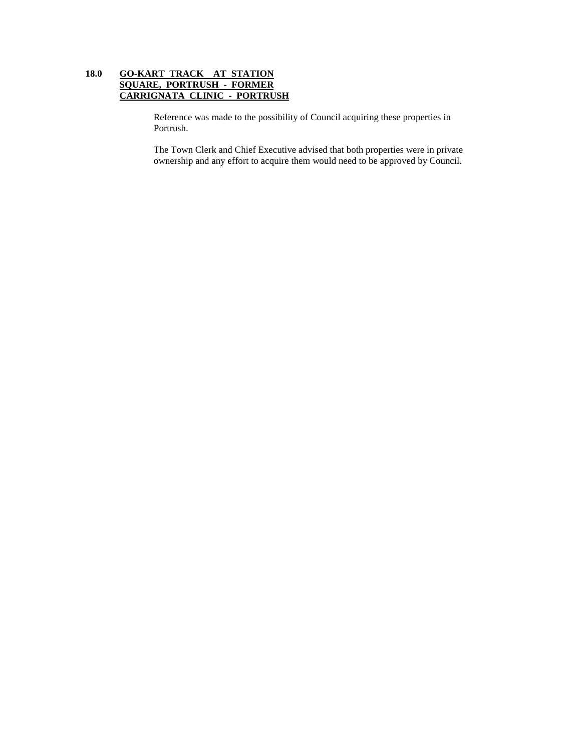**18.0 GO-KART TRACK AT STATION SQUARE, PORTRUSH - FORMER CARRIGNATA CLINIC - PORTRUSH**

Reference was made to the possibility of Council acquiring these properties in Portrush.

The Town Clerk and Chief Executive advised that both properties were in private ownership and any effort to acquire them would need to be approved by Council.